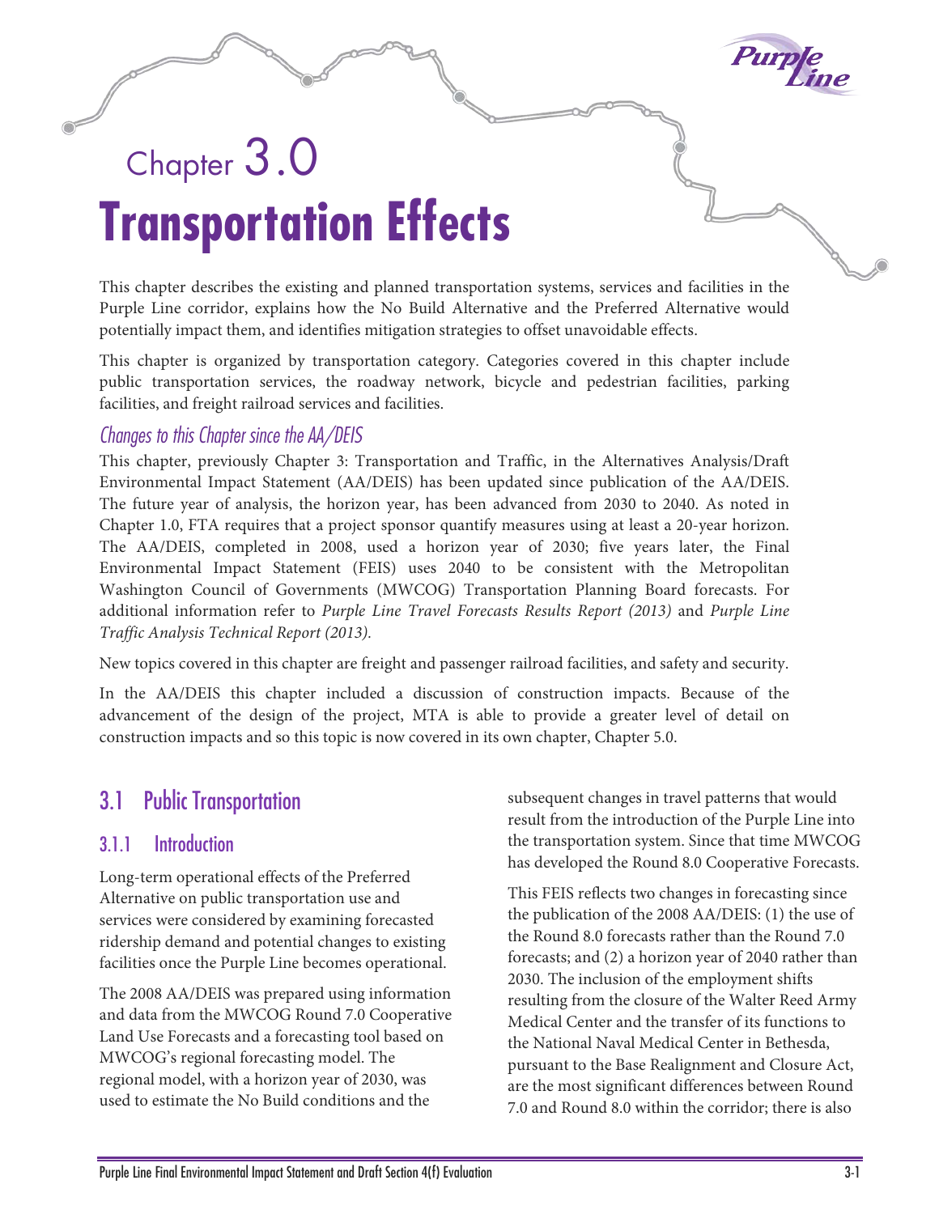# Chapter 3.0 Transportation Effects

This chapter describes the existing and planned transportation systems, services and facilities in the Purple Line corridor, explains how the No Build Alternative and the Preferred Alternative would potentially impact them, and identifies mitigation strategies to offset unavoidable effects.

This chapter is organized by transportation category. Categories covered in this chapter include public transportation services, the roadway network, bicycle and pedestrian facilities, parking facilities, and freight railroad services and facilities.

### *Changes to this Chapter since the AA/DEIS*

This chapter, previously Chapter 3: Transportation and Traffic, in the Alternatives Analysis/Draft Environmental Impact Statement (AA/DEIS) has been updated since publication of the AA/DEIS. The future year of analysis, the horizon year, has been advanced from 2030 to 2040. As noted in Chapter 1.0, FTA requires that a project sponsor quantify measures using at least a 20-year horizon. The AA/DEIS, completed in 2008, used a horizon year of 2030; five years later, the Final Environmental Impact Statement (FEIS) uses 2040 to be consistent with the Metropolitan Washington Council of Governments (MWCOG) Transportation Planning Board forecasts. For additional information refer to *Purple Line Travel Forecasts Results Report (2013)* and *Purple Line Traffic Analysis Technical Report (2013).*

New topics covered in this chapter are freight and passenger railroad facilities, and safety and security.

In the AA/DEIS this chapter included a discussion of construction impacts. Because of the advancement of the design of the project, MTA is able to provide a greater level of detail on construction impacts and so this topic is now covered in its own chapter, Chapter 5.0.

## 3.1 Public Transportation

### 3.1.1 Introduction

Long-term operational effects of the Preferred Alternative on public transportation use and services were considered by examining forecasted ridership demand and potential changes to existing facilities once the Purple Line becomes operational.

The 2008 AA/DEIS was prepared using information and data from the MWCOG Round 7.0 Cooperative Land Use Forecasts and a forecasting tool based on MWCOG's regional forecasting model. The regional model, with a horizon year of 2030, was used to estimate the No Build conditions and the subsequent changes in travel patterns that would result from the introduction of the Purple Line into the transportation system. Since that time MWCOG has developed the Round 8.0 Cooperative Forecasts.

This FEIS reflects two changes in forecasting since the publication of the 2008 AA/DEIS: (1) the use of the Round 8.0 forecasts rather than the Round 7.0 forecasts; and (2) a horizon year of 2040 rather than 2030. The inclusion of the employment shifts resulting from the closure of the Walter Reed Army Medical Center and the transfer of its functions to the National Naval Medical Center in Bethesda, pursuant to the Base Realignment and Closure Act, are the most significant differences between Round 7.0 and Round 8.0 within the corridor; there is also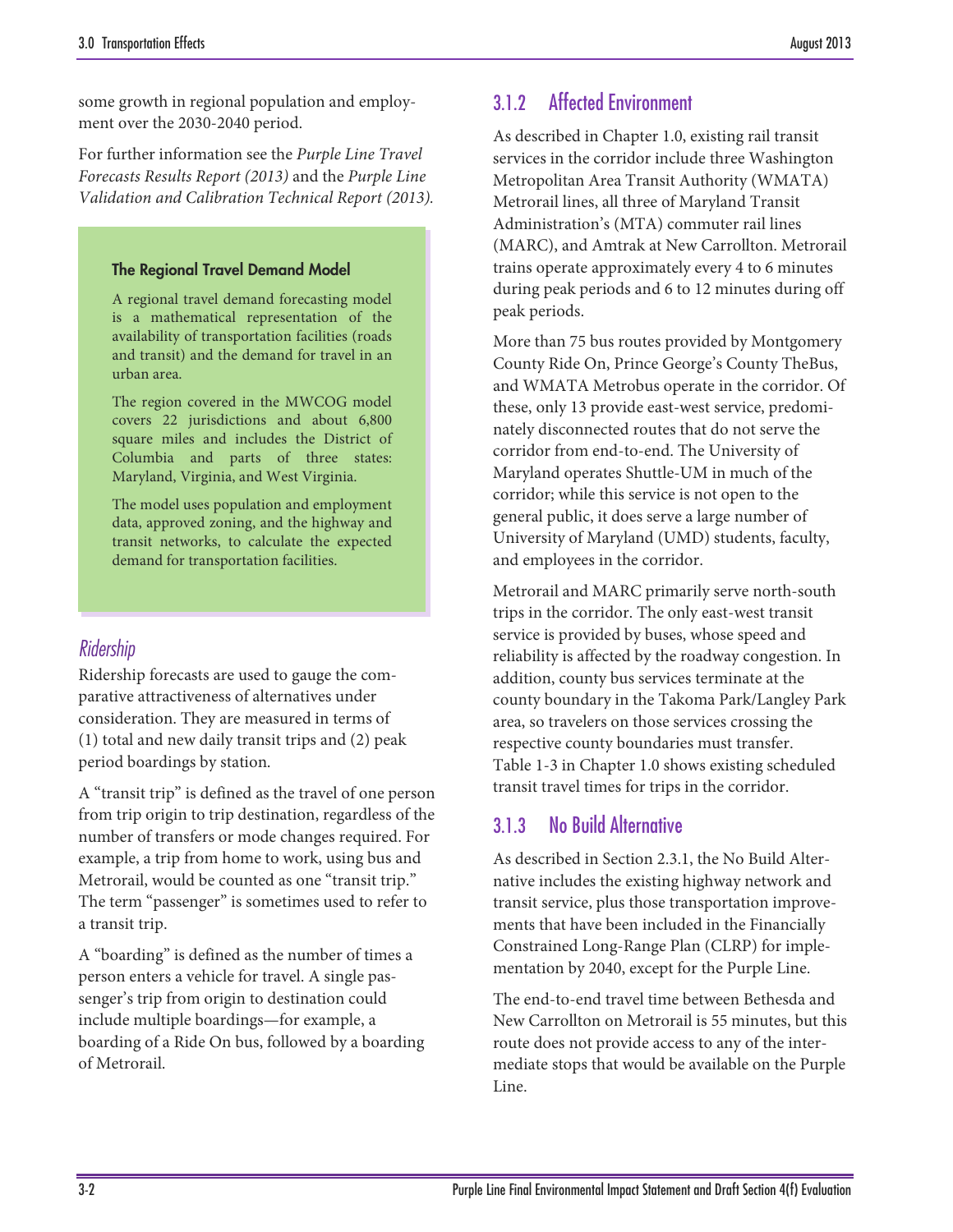some growth in regional population and employment over the 2030-2040 period.

For further information see the *Purple Line Travel Forecasts Results Report (2013)* and the *Purple Line Validation and Calibration Technical Report (2013)*.

> **The Regional Travel Demand Model**
>
> A regional travel demand forecasting model is a mathematical representation of the availability of transportation facilities (roads and transit) and the demand for travel in an urban area.
>
> The region covered in the MWCOG model covers 22 jurisdictions and about 6,800 square miles and includes the District of Columbia and parts of three states: Maryland, Virginia, and West Virginia.
>
> The model uses population and employment data, approved zoning, and the highway and transit networks, to calculate the expected demand for transportation facilities.

### *Ridership*

Ridership forecasts are used to gauge the comparative attractiveness of alternatives under consideration. They are measured in terms of (1) total and new daily transit trips and (2) peak period boardings by station.

A "transit trip" is defined as the travel of one person from trip origin to trip destination, regardless of the number of transfers or mode changes required. For example, a trip from home to work, using bus and Metrorail, would be counted as one "transit trip." The term "passenger" is sometimes used to refer to a transit trip.

A "boarding" is defined as the number of times a person enters a vehicle for travel. A single passenger's trip from origin to destination could include multiple boardings—for example, a boarding of a Ride On bus, followed by a boarding of Metrorail.

## 3.1.2 Affected Environment

As described in Chapter 1.0, existing rail transit services in the corridor include three Washington Metropolitan Area Transit Authority (WMATA) Metrorail lines, all three of Maryland Transit Administration's (MTA) commuter rail lines (MARC), and Amtrak at New Carrollton. Metrorail trains operate approximately every 4 to 6 minutes during peak periods and 6 to 12 minutes during off peak periods.

More than 75 bus routes provided by Montgomery County Ride On, Prince George's County TheBus, and WMATA Metrobus operate in the corridor. Of these, only 13 provide east-west service, predominately disconnected routes that do not serve the corridor from end-to-end. The University of Maryland operates Shuttle-UM in much of the corridor; while this service is not open to the general public, it does serve a large number of University of Maryland (UMD) students, faculty, and employees in the corridor.

Metrorail and MARC primarily serve north-south trips in the corridor. The only east-west transit service is provided by buses, whose speed and reliability is affected by the roadway congestion. In addition, county bus services terminate at the county boundary in the Takoma Park/Langley Park area, so travelers on those services crossing the respective county boundaries must transfer. Table 1-3 in Chapter 1.0 shows existing scheduled transit travel times for trips in the corridor.

## 3.1.3 No Build Alternative

As described in Section 2.3.1, the No Build Alternative includes the existing highway network and transit service, plus those transportation improvements that have been included in the Financially Constrained Long-Range Plan (CLRP) for implementation by 2040, except for the Purple Line.

The end-to-end travel time between Bethesda and New Carrollton on Metrorail is 55 minutes, but this route does not provide access to any of the intermediate stops that would be available on the Purple Line.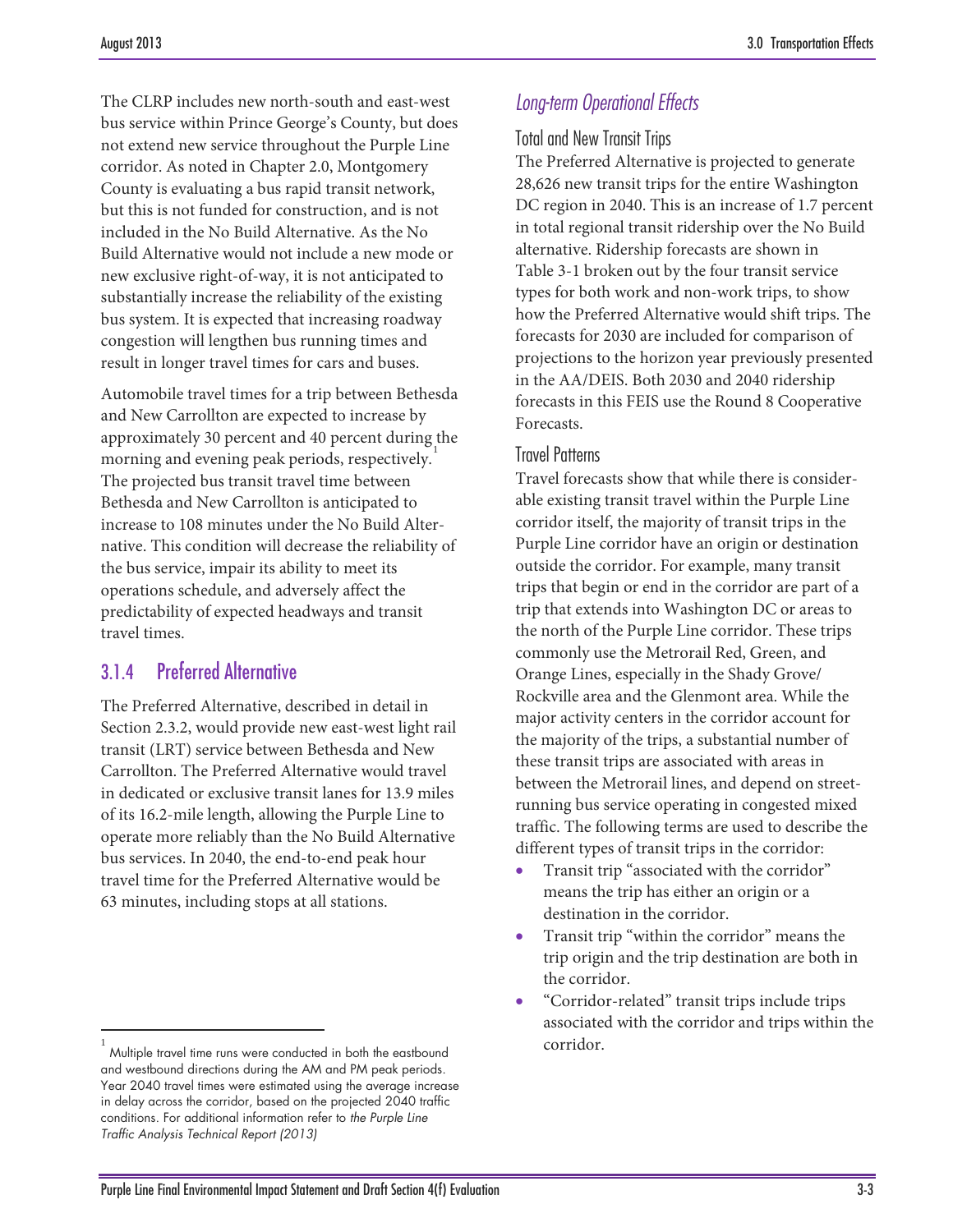The CLRP includes new north-south and east-west bus service within Prince George's County, but does not extend new service throughout the Purple Line corridor. As noted in Chapter 2.0, Montgomery County is evaluating a bus rapid transit network, but this is not funded for construction, and is not included in the No Build Alternative. As the No Build Alternative would not include a new mode or new exclusive right-of-way, it is not anticipated to substantially increase the reliability of the existing bus system. It is expected that increasing roadway congestion will lengthen bus running times and result in longer travel times for cars and buses.

Automobile travel times for a trip between Bethesda and New Carrollton are expected to increase by approximately 30 percent and 40 percent during the morning and evening peak periods, respectively.[1] The projected bus transit travel time between Bethesda and New Carrollton is anticipated to increase to 108 minutes under the No Build Alternative. This condition will decrease the reliability of the bus service, impair its ability to meet its operations schedule, and adversely affect the predictability of expected headways and transit travel times.

### 3.1.4 Preferred Alternative

The Preferred Alternative, described in detail in Section 2.3.2, would provide new east-west light rail transit (LRT) service between Bethesda and New Carrollton. The Preferred Alternative would travel in dedicated or exclusive transit lanes for 13.9 miles of its 16.2-mile length, allowing the Purple Line to operate more reliably than the No Build Alternative bus services. In 2040, the end-to-end peak hour travel time for the Preferred Alternative would be 63 minutes, including stops at all stations.

#### *Long-term Operational Effects*

##### Total and New Transit Trips

The Preferred Alternative is projected to generate 28,626 new transit trips for the entire Washington DC region in 2040. This is an increase of 1.7 percent in total regional transit ridership over the No Build alternative. Ridership forecasts are shown in Table 3-1 broken out by the four transit service types for both work and non-work trips, to show how the Preferred Alternative would shift trips. The forecasts for 2030 are included for comparison of projections to the horizon year previously presented in the AA/DEIS. Both 2030 and 2040 ridership forecasts in this FEIS use the Round 8 Cooperative Forecasts.

##### Travel Patterns

Travel forecasts show that while there is considerable existing transit travel within the Purple Line corridor itself, the majority of transit trips in the Purple Line corridor have an origin or destination outside the corridor. For example, many transit trips that begin or end in the corridor are part of a trip that extends into Washington DC or areas to the north of the Purple Line corridor. These trips commonly use the Metrorail Red, Green, and Orange Lines, especially in the Shady Grove/ Rockville area and the Glenmont area. While the major activity centers in the corridor account for the majority of the trips, a substantial number of these transit trips are associated with areas in between the Metrorail lines, and depend on street-running bus service operating in congested mixed traffic. The following terms are used to describe the different types of transit trips in the corridor:

- Transit trip "associated with the corridor" means the trip has either an origin or a destination in the corridor.
- Transit trip "within the corridor" means the trip origin and the trip destination are both in the corridor.
- "Corridor-related" transit trips include trips associated with the corridor and trips within the corridor.

---

[1] Multiple travel time runs were conducted in both the eastbound and westbound directions during the AM and PM peak periods. Year 2040 travel times were estimated using the average increase in delay across the corridor, based on the projected 2040 traffic conditions. For additional information refer to *the Purple Line Traffic Analysis Technical Report (2013)*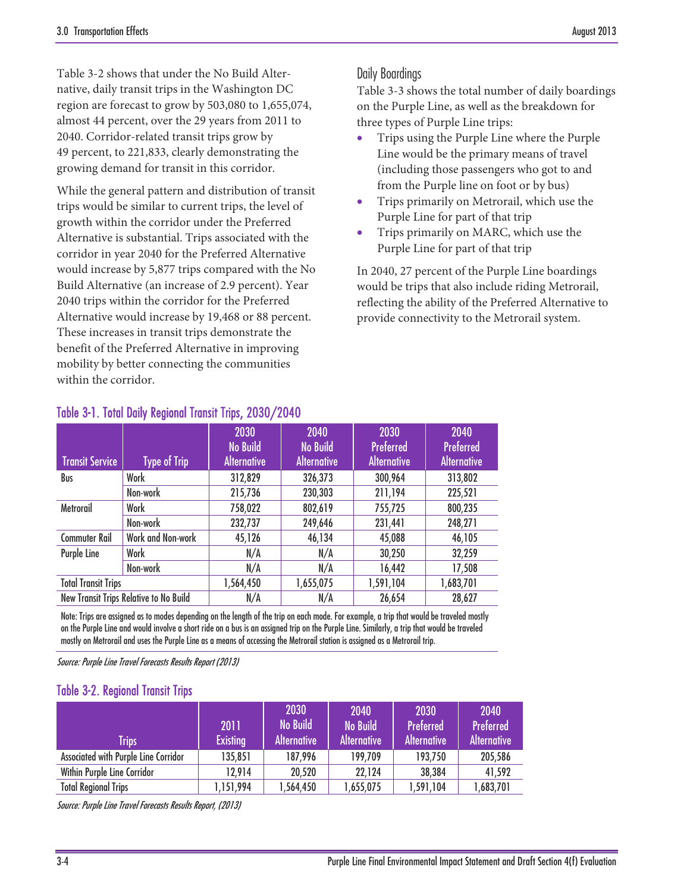Table 3-2 shows that under the No Build Alternative, daily transit trips in the Washington DC region are forecast to grow by 503,080 to 1,655,074, almost 44 percent, over the 29 years from 2011 to 2040. Corridor-related transit trips grow by 49 percent, to 221,833, clearly demonstrating the growing demand for transit in this corridor.

While the general pattern and distribution of transit trips would be similar to current trips, the level of growth within the corridor under the Preferred Alternative is substantial. Trips associated with the corridor in year 2040 for the Preferred Alternative would increase by 5,877 trips compared with the No Build Alternative (an increase of 2.9 percent). Year 2040 trips within the corridor for the Preferred Alternative would increase by 19,468 or 88 percent. These increases in transit trips demonstrate the benefit of the Preferred Alternative in improving mobility by better connecting the communities within the corridor.

### Daily Boardings

Table 3-3 shows the total number of daily boardings on the Purple Line, as well as the breakdown for three types of Purple Line trips:

- Trips using the Purple Line where the Purple Line would be the primary means of travel (including those passengers who got to and from the Purple line on foot or by bus)
- Trips primarily on Metrorail, which use the Purple Line for part of that trip
- Trips primarily on MARC, which use the Purple Line for part of that trip

In 2040, 27 percent of the Purple Line boardings would be trips that also include riding Metrorail, reflecting the ability of the Preferred Alternative to provide connectivity to the Metrorail system.

#### Table 3-1. Total Daily Regional Transit Trips, 2030/2040

| Transit Service | Type of Trip | 2030 No Build Alternative | 2040 No Build Alternative | 2030 Preferred Alternative | 2040 Preferred Alternative |
|---|---|---|---|---|---|
| Bus | Work | 312,829 | 326,373 | 300,964 | 313,802 |
| | Non-work | 215,736 | 230,303 | 211,194 | 225,521 |
| Metrorail | Work | 758,022 | 802,619 | 755,725 | 800,235 |
| | Non-work | 232,737 | 249,646 | 231,441 | 248,271 |
| Commuter Rail | Work and Non-work | 45,126 | 46,134 | 45,088 | 46,105 |
| Purple Line | Work | N/A | N/A | 30,250 | 32,259 |
| | Non-work | N/A | N/A | 16,442 | 17,508 |
| Total Transit Trips | | 1,564,450 | 1,655,075 | 1,591,104 | 1,683,701 |
| New Transit Trips Relative to No Build | | N/A | N/A | 26,654 | 28,627 |

Note: Trips are assigned as to modes depending on the length of the trip on each mode. For example, a trip that would be traveled mostly on the Purple Line and would involve a short ride on a bus is an assigned trip on the Purple Line. Similarly, a trip that would be traveled mostly on Metrorail and uses the Purple Line as a means of accessing the Metrorail station is assigned as a Metrorail trip.

*Source: Purple Line Travel Forecasts Results Report (2013)*

#### Table 3-2. Regional Transit Trips

| Trips | 2011 Existing | 2030 No Build Alternative | 2040 No Build Alternative | 2030 Preferred Alternative | 2040 Preferred Alternative |
|---|---|---|---|---|---|
| Associated with Purple Line Corridor | 135,851 | 187,996 | 199,709 | 193,750 | 205,586 |
| Within Purple Line Corridor | 12,914 | 20,520 | 22,124 | 38,384 | 41,592 |
| Total Regional Trips | 1,151,994 | 1,564,450 | 1,655,075 | 1,591,104 | 1,683,701 |

*Source: Purple Line Travel Forecasts Results Report, (2013)*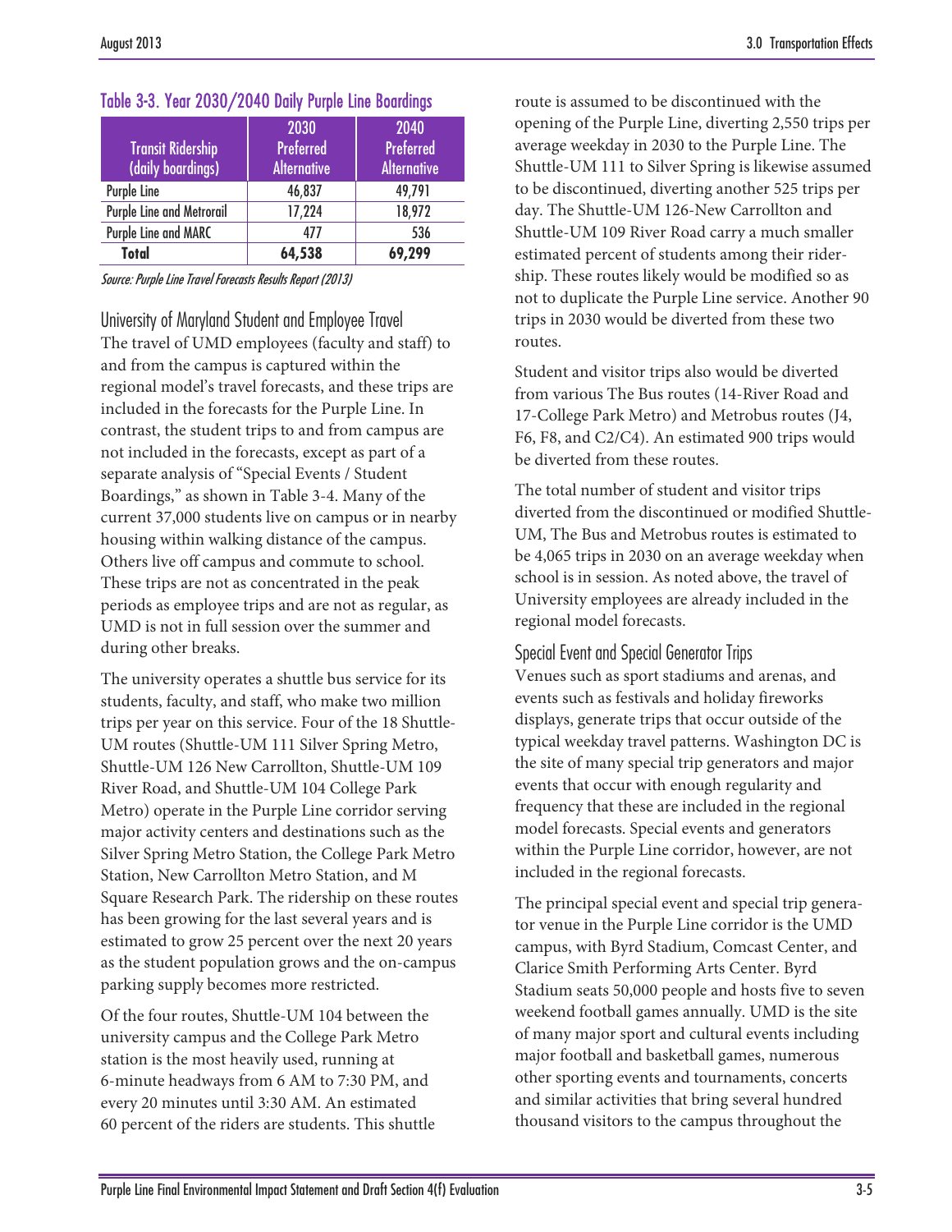Table 3-3. Year 2030/2040 Daily Purple Line Boardings

| Transit Ridership (daily boardings) | 2030 Preferred Alternative | 2040 Preferred Alternative |
|---|---|---|
| Purple Line | 46,837 | 49,791 |
| Purple Line and Metrorail | 17,224 | 18,972 |
| Purple Line and MARC | 477 | 536 |
| **Total** | **64,538** | **69,299** |

*Source: Purple Line Travel Forecasts Results Report (2013)*

### University of Maryland Student and Employee Travel

The travel of UMD employees (faculty and staff) to and from the campus is captured within the regional model's travel forecasts, and these trips are included in the forecasts for the Purple Line. In contrast, the student trips to and from campus are not included in the forecasts, except as part of a separate analysis of "Special Events / Student Boardings," as shown in Table 3-4. Many of the current 37,000 students live on campus or in nearby housing within walking distance of the campus. Others live off campus and commute to school. These trips are not as concentrated in the peak periods as employee trips and are not as regular, as UMD is not in full session over the summer and during other breaks.

The university operates a shuttle bus service for its students, faculty, and staff, who make two million trips per year on this service. Four of the 18 Shuttle-UM routes (Shuttle-UM 111 Silver Spring Metro, Shuttle-UM 126 New Carrollton, Shuttle-UM 109 River Road, and Shuttle-UM 104 College Park Metro) operate in the Purple Line corridor serving major activity centers and destinations such as the Silver Spring Metro Station, the College Park Metro Station, New Carrollton Metro Station, and M Square Research Park. The ridership on these routes has been growing for the last several years and is estimated to grow 25 percent over the next 20 years as the student population grows and the on-campus parking supply becomes more restricted.

Of the four routes, Shuttle-UM 104 between the university campus and the College Park Metro station is the most heavily used, running at 6-minute headways from 6 AM to 7:30 PM, and every 20 minutes until 3:30 AM. An estimated 60 percent of the riders are students. This shuttle route is assumed to be discontinued with the opening of the Purple Line, diverting 2,550 trips per average weekday in 2030 to the Purple Line. The Shuttle-UM 111 to Silver Spring is likewise assumed to be discontinued, diverting another 525 trips per day. The Shuttle-UM 126-New Carrollton and Shuttle-UM 109 River Road carry a much smaller estimated percent of students among their ridership. These routes likely would be modified so as not to duplicate the Purple Line service. Another 90 trips in 2030 would be diverted from these two routes.

Student and visitor trips also would be diverted from various The Bus routes (14-River Road and 17-College Park Metro) and Metrobus routes (J4, F6, F8, and C2/C4). An estimated 900 trips would be diverted from these routes.

The total number of student and visitor trips diverted from the discontinued or modified Shuttle-UM, The Bus and Metrobus routes is estimated to be 4,065 trips in 2030 on an average weekday when school is in session. As noted above, the travel of University employees are already included in the regional model forecasts.

### Special Event and Special Generator Trips

Venues such as sport stadiums and arenas, and events such as festivals and holiday fireworks displays, generate trips that occur outside of the typical weekday travel patterns. Washington DC is the site of many special trip generators and major events that occur with enough regularity and frequency that these are included in the regional model forecasts. Special events and generators within the Purple Line corridor, however, are not included in the regional forecasts.

The principal special event and special trip generator venue in the Purple Line corridor is the UMD campus, with Byrd Stadium, Comcast Center, and Clarice Smith Performing Arts Center. Byrd Stadium seats 50,000 people and hosts five to seven weekend football games annually. UMD is the site of many major sport and cultural events including major football and basketball games, numerous other sporting events and tournaments, concerts and similar activities that bring several hundred thousand visitors to the campus throughout the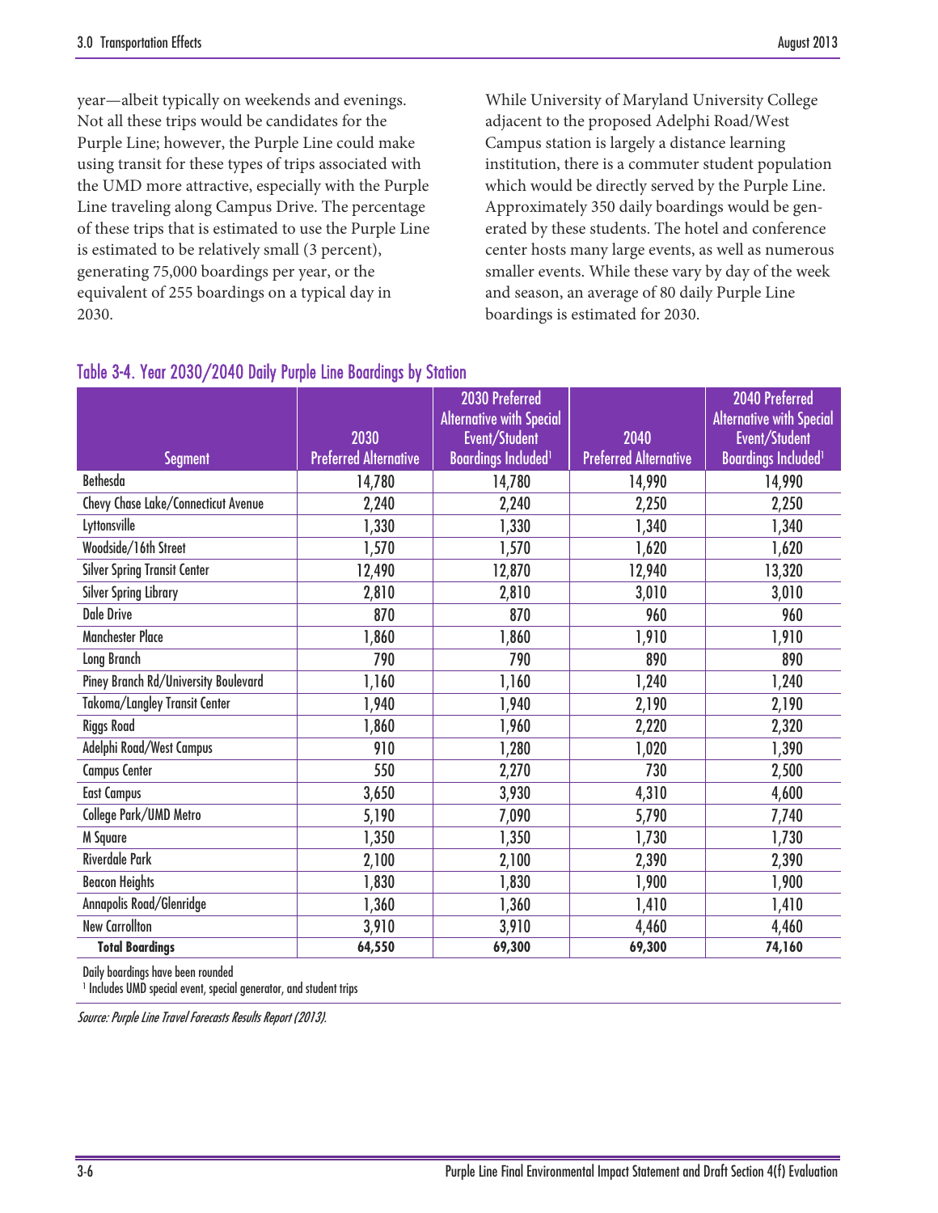year—albeit typically on weekends and evenings. Not all these trips would be candidates for the Purple Line; however, the Purple Line could make using transit for these types of trips associated with the UMD more attractive, especially with the Purple Line traveling along Campus Drive. The percentage of these trips that is estimated to use the Purple Line is estimated to be relatively small (3 percent), generating 75,000 boardings per year, or the equivalent of 255 boardings on a typical day in 2030.

While University of Maryland University College adjacent to the proposed Adelphi Road/West Campus station is largely a distance learning institution, there is a commuter student population which would be directly served by the Purple Line. Approximately 350 daily boardings would be generated by these students. The hotel and conference center hosts many large events, as well as numerous smaller events. While these vary by day of the week and season, an average of 80 daily Purple Line boardings is estimated for 2030.

### Table 3-4. Year 2030/2040 Daily Purple Line Boardings by Station

| Segment | 2030 Preferred Alternative | 2030 Preferred Alternative with Special Event/Student Boardings Included[1] | 2040 Preferred Alternative | 2040 Preferred Alternative with Special Event/Student Boardings Included[1] |
|---|---|---|---|---|
| Bethesda | 14,780 | 14,780 | 14,990 | 14,990 |
| Chevy Chase Lake/Connecticut Avenue | 2,240 | 2,240 | 2,250 | 2,250 |
| Lyttonsville | 1,330 | 1,330 | 1,340 | 1,340 |
| Woodside/16th Street | 1,570 | 1,570 | 1,620 | 1,620 |
| Silver Spring Transit Center | 12,490 | 12,870 | 12,940 | 13,320 |
| Silver Spring Library | 2,810 | 2,810 | 3,010 | 3,010 |
| Dale Drive | 870 | 870 | 960 | 960 |
| Manchester Place | 1,860 | 1,860 | 1,910 | 1,910 |
| Long Branch | 790 | 790 | 890 | 890 |
| Piney Branch Rd/University Boulevard | 1,160 | 1,160 | 1,240 | 1,240 |
| Takoma/Langley Transit Center | 1,940 | 1,940 | 2,190 | 2,190 |
| Riggs Road | 1,860 | 1,960 | 2,220 | 2,320 |
| Adelphi Road/West Campus | 910 | 1,280 | 1,020 | 1,390 |
| Campus Center | 550 | 2,270 | 730 | 2,500 |
| East Campus | 3,650 | 3,930 | 4,310 | 4,600 |
| College Park/UMD Metro | 5,190 | 7,090 | 5,790 | 7,740 |
| M Square | 1,350 | 1,350 | 1,730 | 1,730 |
| Riverdale Park | 2,100 | 2,100 | 2,390 | 2,390 |
| Beacon Heights | 1,830 | 1,830 | 1,900 | 1,900 |
| Annapolis Road/Glenridge | 1,360 | 1,360 | 1,410 | 1,410 |
| New Carrollton | 3,910 | 3,910 | 4,460 | 4,460 |
| **Total Boardings** | **64,550** | **69,300** | **69,300** | **74,160** |

Daily boardings have been rounded

[1] Includes UMD special event, special generator, and student trips

*Source: Purple Line Travel Forecasts Results Report (2013).*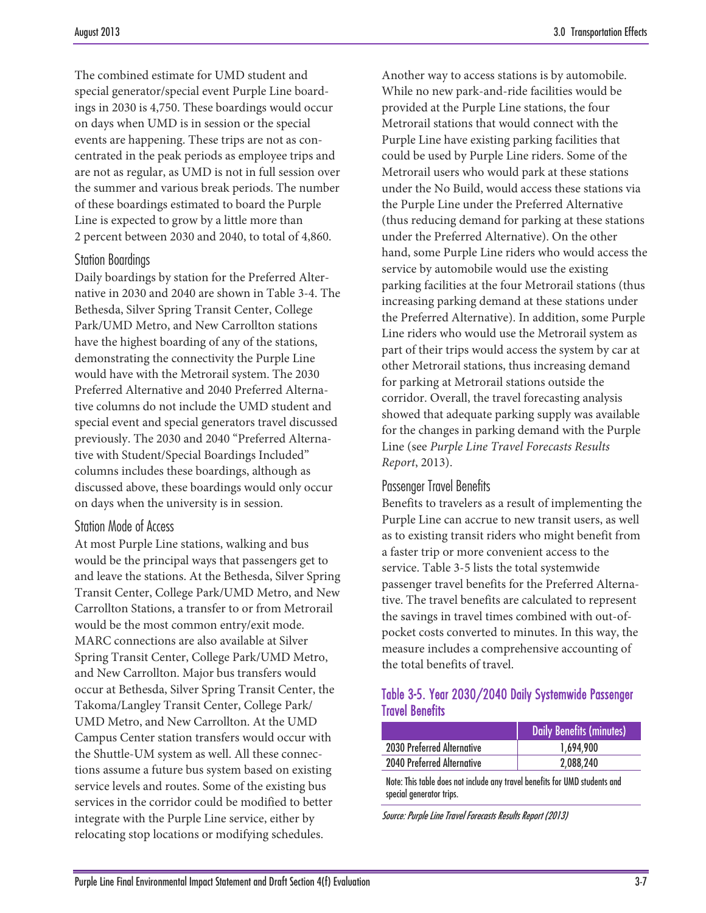The combined estimate for UMD student and special generator/special event Purple Line boardings in 2030 is 4,750. These boardings would occur on days when UMD is in session or the special events are happening. These trips are not as concentrated in the peak periods as employee trips and are not as regular, as UMD is not in full session over the summer and various break periods. The number of these boardings estimated to board the Purple Line is expected to grow by a little more than 2 percent between 2030 and 2040, to total of 4,860.

### Station Boardings

Daily boardings by station for the Preferred Alternative in 2030 and 2040 are shown in Table 3-4. The Bethesda, Silver Spring Transit Center, College Park/UMD Metro, and New Carrollton stations have the highest boarding of any of the stations, demonstrating the connectivity the Purple Line would have with the Metrorail system. The 2030 Preferred Alternative and 2040 Preferred Alternative columns do not include the UMD student and special event and special generators travel discussed previously. The 2030 and 2040 "Preferred Alternative with Student/Special Boardings Included" columns includes these boardings, although as discussed above, these boardings would only occur on days when the university is in session.

### Station Mode of Access

At most Purple Line stations, walking and bus would be the principal ways that passengers get to and leave the stations. At the Bethesda, Silver Spring Transit Center, College Park/UMD Metro, and New Carrollton Stations, a transfer to or from Metrorail would be the most common entry/exit mode. MARC connections are also available at Silver Spring Transit Center, College Park/UMD Metro, and New Carrollton. Major bus transfers would occur at Bethesda, Silver Spring Transit Center, the Takoma/Langley Transit Center, College Park/UMD Metro, and New Carrollton. At the UMD Campus Center station transfers would occur with the Shuttle-UM system as well. All these connections assume a future bus system based on existing service levels and routes. Some of the existing bus services in the corridor could be modified to better integrate with the Purple Line service, either by relocating stop locations or modifying schedules.

Another way to access stations is by automobile. While no new park-and-ride facilities would be provided at the Purple Line stations, the four Metrorail stations that would connect with the Purple Line have existing parking facilities that could be used by Purple Line riders. Some of the Metrorail users who would park at these stations under the No Build, would access these stations via the Purple Line under the Preferred Alternative (thus reducing demand for parking at these stations under the Preferred Alternative). On the other hand, some Purple Line riders who would access the service by automobile would use the existing parking facilities at the four Metrorail stations (thus increasing parking demand at these stations under the Preferred Alternative). In addition, some Purple Line riders who would use the Metrorail system as part of their trips would access the system by car at other Metrorail stations, thus increasing demand for parking at Metrorail stations outside the corridor. Overall, the travel forecasting analysis showed that adequate parking supply was available for the changes in parking demand with the Purple Line (see *Purple Line Travel Forecasts Results Report*, 2013).

### Passenger Travel Benefits

Benefits to travelers as a result of implementing the Purple Line can accrue to new transit users, as well as to existing transit riders who might benefit from a faster trip or more convenient access to the service. Table 3-5 lists the total systemwide passenger travel benefits for the Preferred Alternative. The travel benefits are calculated to represent the savings in travel times combined with out-of-pocket costs converted to minutes. In this way, the measure includes a comprehensive accounting of the total benefits of travel.

**Table 3-5. Year 2030/2040 Daily Systemwide Passenger Travel Benefits**

| | Daily Benefits (minutes) |
|---|---|
| 2030 Preferred Alternative | 1,694,900 |
| 2040 Preferred Alternative | 2,088,240 |

Note: This table does not include any travel benefits for UMD students and special generator trips.

*Source: Purple Line Travel Forecasts Results Report (2013)*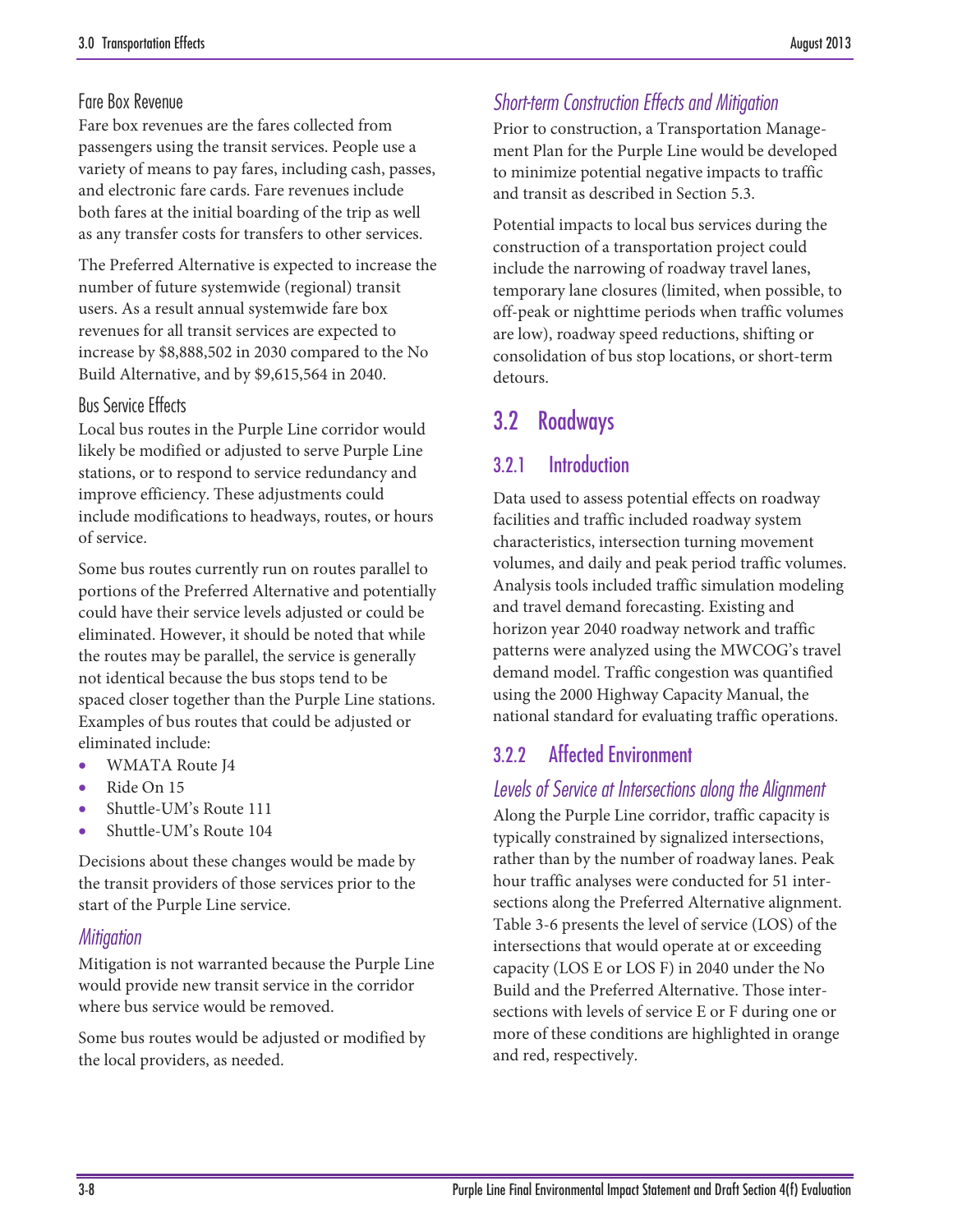### Fare Box Revenue

Fare box revenues are the fares collected from passengers using the transit services. People use a variety of means to pay fares, including cash, passes, and electronic fare cards. Fare revenues include both fares at the initial boarding of the trip as well as any transfer costs for transfers to other services.

The Preferred Alternative is expected to increase the number of future systemwide (regional) transit users. As a result annual systemwide fare box revenues for all transit services are expected to increase by $8,888,502 in 2030 compared to the No Build Alternative, and by $9,615,564 in 2040.

### Bus Service Effects

Local bus routes in the Purple Line corridor would likely be modified or adjusted to serve Purple Line stations, or to respond to service redundancy and improve efficiency. These adjustments could include modifications to headways, routes, or hours of service.

Some bus routes currently run on routes parallel to portions of the Preferred Alternative and potentially could have their service levels adjusted or could be eliminated. However, it should be noted that while the routes may be parallel, the service is generally not identical because the bus stops tend to be spaced closer together than the Purple Line stations. Examples of bus routes that could be adjusted or eliminated include:

- WMATA Route J4
- Ride On 15
- Shuttle-UM's Route 111
- Shuttle-UM's Route 104

Decisions about these changes would be made by the transit providers of those services prior to the start of the Purple Line service.

### *Mitigation*

Mitigation is not warranted because the Purple Line would provide new transit service in the corridor where bus service would be removed.

Some bus routes would be adjusted or modified by the local providers, as needed.

### *Short-term Construction Effects and Mitigation*

Prior to construction, a Transportation Management Plan for the Purple Line would be developed to minimize potential negative impacts to traffic and transit as described in Section 5.3.

Potential impacts to local bus services during the construction of a transportation project could include the narrowing of roadway travel lanes, temporary lane closures (limited, when possible, to off-peak or nighttime periods when traffic volumes are low), roadway speed reductions, shifting or consolidation of bus stop locations, or short-term detours.

# 3.2 Roadways

## 3.2.1 Introduction

Data used to assess potential effects on roadway facilities and traffic included roadway system characteristics, intersection turning movement volumes, and daily and peak period traffic volumes. Analysis tools included traffic simulation modeling and travel demand forecasting. Existing and horizon year 2040 roadway network and traffic patterns were analyzed using the MWCOG's travel demand model. Traffic congestion was quantified using the 2000 Highway Capacity Manual, the national standard for evaluating traffic operations.

## 3.2.2 Affected Environment

### *Levels of Service at Intersections along the Alignment*

Along the Purple Line corridor, traffic capacity is typically constrained by signalized intersections, rather than by the number of roadway lanes. Peak hour traffic analyses were conducted for 51 intersections along the Preferred Alternative alignment. Table 3-6 presents the level of service (LOS) of the intersections that would operate at or exceeding capacity (LOS E or LOS F) in 2040 under the No Build and the Preferred Alternative. Those intersections with levels of service E or F during one or more of these conditions are highlighted in orange and red, respectively.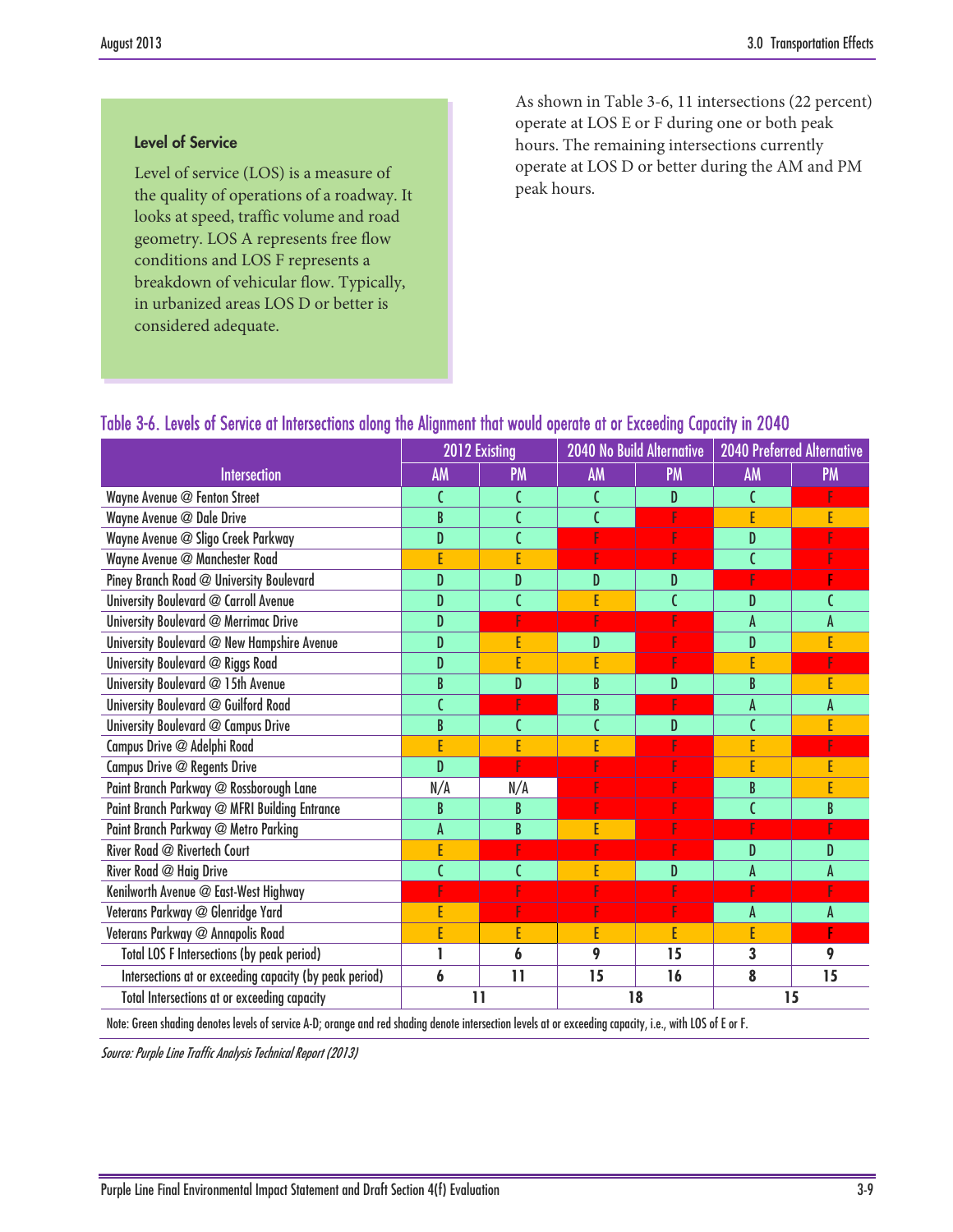### Level of Service

Level of service (LOS) is a measure of the quality of operations of a roadway. It looks at speed, traffic volume and road geometry. LOS A represents free flow conditions and LOS F represents a breakdown of vehicular flow. Typically, in urbanized areas LOS D or better is considered adequate.

As shown in Table 3-6, 11 intersections (22 percent) operate at LOS E or F during one or both peak hours. The remaining intersections currently operate at LOS D or better during the AM and PM peak hours.

## Table 3-6. Levels of Service at Intersections along the Alignment that would operate at or Exceeding Capacity in 2040

| Intersection | 2012 Existing | | 2040 No Build Alternative | | 2040 Preferred Alternative | |
|---|---|---|---|---|---|---|
| | AM | PM | AM | PM | AM | PM |
| Wayne Avenue @ Fenton Street | C | C | C | D | C | F |
| Wayne Avenue @ Dale Drive | B | C | C | F | E | E |
| Wayne Avenue @ Sligo Creek Parkway | D | C | F | F | D | F |
| Wayne Avenue @ Manchester Road | E | E | F | F | C | F |
| Piney Branch Road @ University Boulevard | D | D | D | D | F | F |
| University Boulevard @ Carroll Avenue | D | C | E | C | D | C |
| University Boulevard @ Merrimac Drive | D | F | F | F | A | A |
| University Boulevard @ New Hampshire Avenue | D | E | D | F | D | E |
| University Boulevard @ Riggs Road | D | E | E | F | E | F |
| University Boulevard @ 15th Avenue | B | D | B | D | B | E |
| University Boulevard @ Guilford Road | C | F | B | F | A | A |
| University Boulevard @ Campus Drive | B | C | C | D | C | E |
| Campus Drive @ Adelphi Road | E | E | E | F | E | F |
| Campus Drive @ Regents Drive | D | F | F | F | E | E |
| Paint Branch Parkway @ Rossborough Lane | N/A | N/A | F | F | B | E |
| Paint Branch Parkway @ MFRI Building Entrance | B | B | F | F | C | B |
| Paint Branch Parkway @ Metro Parking | A | B | E | F | F | F |
| River Road @ Rivertech Court | E | F | F | F | D | D |
| River Road @ Haig Drive | C | C | E | D | A | A |
| Kenilworth Avenue @ East-West Highway | F | F | F | F | F | F |
| Veterans Parkway @ Glenridge Yard | E | F | F | F | A | A |
| Veterans Parkway @ Annapolis Road | E | E | E | E | E | F |
| Total LOS F Intersections (by peak period) | 1 | 6 | 9 | 15 | 3 | 9 |
| Intersections at or exceeding capacity (by peak period) | 6 | 11 | 15 | 16 | 8 | 15 |
| Total Intersections at or exceeding capacity | 11 | | 18 | | 15 | |

Note: Green shading denotes levels of service A-D; orange and red shading denote intersection levels at or exceeding capacity, i.e., with LOS of E or F.

*Source: Purple Line Traffic Analysis Technical Report (2013)*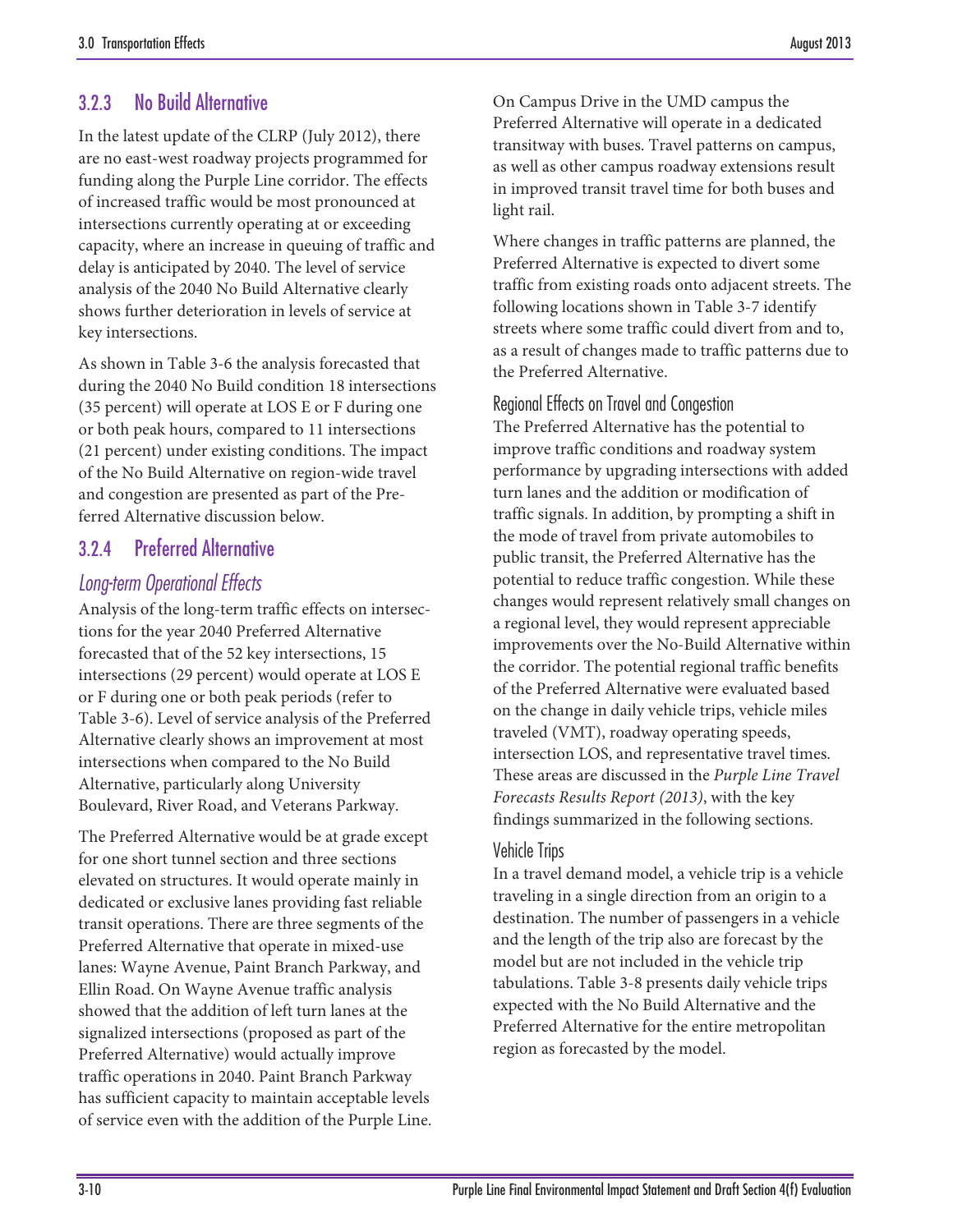### 3.2.3 No Build Alternative

In the latest update of the CLRP (July 2012), there are no east-west roadway projects programmed for funding along the Purple Line corridor. The effects of increased traffic would be most pronounced at intersections currently operating at or exceeding capacity, where an increase in queuing of traffic and delay is anticipated by 2040. The level of service analysis of the 2040 No Build Alternative clearly shows further deterioration in levels of service at key intersections.

As shown in Table 3-6 the analysis forecasted that during the 2040 No Build condition 18 intersections (35 percent) will operate at LOS E or F during one or both peak hours, compared to 11 intersections (21 percent) under existing conditions. The impact of the No Build Alternative on region-wide travel and congestion are presented as part of the Preferred Alternative discussion below.

### 3.2.4 Preferred Alternative

#### *Long-term Operational Effects*

Analysis of the long-term traffic effects on intersections for the year 2040 Preferred Alternative forecasted that of the 52 key intersections, 15 intersections (29 percent) would operate at LOS E or F during one or both peak periods (refer to Table 3-6). Level of service analysis of the Preferred Alternative clearly shows an improvement at most intersections when compared to the No Build Alternative, particularly along University Boulevard, River Road, and Veterans Parkway.

The Preferred Alternative would be at grade except for one short tunnel section and three sections elevated on structures. It would operate mainly in dedicated or exclusive lanes providing fast reliable transit operations. There are three segments of the Preferred Alternative that operate in mixed-use lanes: Wayne Avenue, Paint Branch Parkway, and Ellin Road. On Wayne Avenue traffic analysis showed that the addition of left turn lanes at the signalized intersections (proposed as part of the Preferred Alternative) would actually improve traffic operations in 2040. Paint Branch Parkway has sufficient capacity to maintain acceptable levels of service even with the addition of the Purple Line. On Campus Drive in the UMD campus the Preferred Alternative will operate in a dedicated transitway with buses. Travel patterns on campus, as well as other campus roadway extensions result in improved transit travel time for both buses and light rail.

Where changes in traffic patterns are planned, the Preferred Alternative is expected to divert some traffic from existing roads onto adjacent streets. The following locations shown in Table 3-7 identify streets where some traffic could divert from and to, as a result of changes made to traffic patterns due to the Preferred Alternative.

#### Regional Effects on Travel and Congestion

The Preferred Alternative has the potential to improve traffic conditions and roadway system performance by upgrading intersections with added turn lanes and the addition or modification of traffic signals. In addition, by prompting a shift in the mode of travel from private automobiles to public transit, the Preferred Alternative has the potential to reduce traffic congestion. While these changes would represent relatively small changes on a regional level, they would represent appreciable improvements over the No-Build Alternative within the corridor. The potential regional traffic benefits of the Preferred Alternative were evaluated based on the change in daily vehicle trips, vehicle miles traveled (VMT), roadway operating speeds, intersection LOS, and representative travel times. These areas are discussed in the *Purple Line Travel Forecasts Results Report (2013)*, with the key findings summarized in the following sections.

#### Vehicle Trips

In a travel demand model, a vehicle trip is a vehicle traveling in a single direction from an origin to a destination. The number of passengers in a vehicle and the length of the trip also are forecast by the model but are not included in the vehicle trip tabulations. Table 3-8 presents daily vehicle trips expected with the No Build Alternative and the Preferred Alternative for the entire metropolitan region as forecasted by the model.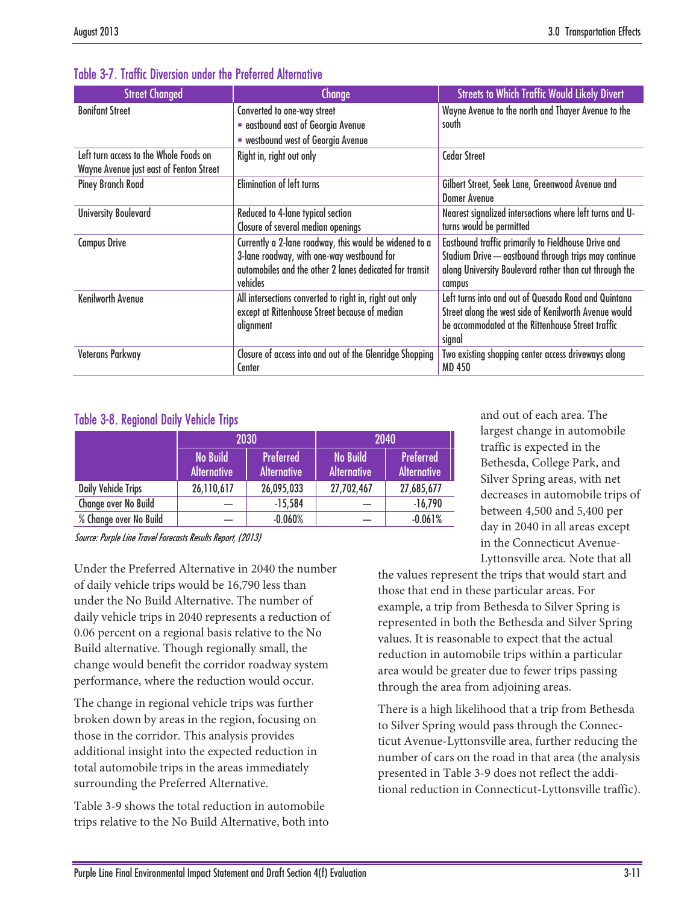### Table 3-7. Traffic Diversion under the Preferred Alternative

| Street Changed | Change | Streets to Which Traffic Would Likely Divert |
|---|---|---|
| Bonifant Street | Converted to one-way street<br>▪ eastbound east of Georgia Avenue<br>▪ westbound west of Georgia Avenue | Wayne Avenue to the north and Thayer Avenue to the south |
| Left turn access to the Whole Foods on Wayne Avenue just east of Fenton Street | Right in, right out only | Cedar Street |
| Piney Branch Road | Elimination of left turns | Gilbert Street, Seek Lane, Greenwood Avenue and Domer Avenue |
| University Boulevard | Reduced to 4-lane typical section<br>Closure of several median openings | Nearest signalized intersections where left turns and U-turns would be permitted |
| Campus Drive | Currently a 2-lane roadway, this would be widened to a 3-lane roadway, with one-way westbound for automobiles and the other 2 lanes dedicated for transit vehicles | Eastbound traffic primarily to Fieldhouse Drive and Stadium Drive—eastbound through trips may continue along University Boulevard rather than cut through the campus |
| Kenilworth Avenue | All intersections converted to right in, right out only except at Rittenhouse Street because of median alignment | Left turns into and out of Quesada Road and Quintana Street along the west side of Kenilworth Avenue would be accommodated at the Rittenhouse Street traffic signal |
| Veterans Parkway | Closure of access into and out of the Glenridge Shopping Center | Two existing shopping center access driveways along MD 450 |

### Table 3-8. Regional Daily Vehicle Trips

| | 2030 | | 2040 | |
|---|---|---|---|---|
| | No Build Alternative | Preferred Alternative | No Build Alternative | Preferred Alternative |
| Daily Vehicle Trips | 26,110,617 | 26,095,033 | 27,702,467 | 27,685,677 |
| Change over No Build | — | -15,584 | — | -16,790 |
| % Change over No Build | — | -0.060% | — | -0.061% |

*Source: Purple Line Travel Forecasts Results Report, (2013)*

Under the Preferred Alternative in 2040 the number of daily vehicle trips would be 16,790 less than under the No Build Alternative. The number of daily vehicle trips in 2040 represents a reduction of 0.06 percent on a regional basis relative to the No Build alternative. Though regionally small, the change would benefit the corridor roadway system performance, where the reduction would occur.

The change in regional vehicle trips was further broken down by areas in the region, focusing on those in the corridor. This analysis provides additional insight into the expected reduction in total automobile trips in the areas immediately surrounding the Preferred Alternative.

Table 3-9 shows the total reduction in automobile trips relative to the No Build Alternative, both into and out of each area. The largest change in automobile traffic is expected in the Bethesda, College Park, and Silver Spring areas, with net decreases in automobile trips of between 4,500 and 5,400 per day in 2040 in all areas except in the Connecticut Avenue-Lyttonsville area. Note that all the values represent the trips that would start and those that end in these particular areas. For example, a trip from Bethesda to Silver Spring is represented in both the Bethesda and Silver Spring values. It is reasonable to expect that the actual reduction in automobile trips within a particular area would be greater due to fewer trips passing through the area from adjoining areas.

There is a high likelihood that a trip from Bethesda to Silver Spring would pass through the Connecticut Avenue-Lyttonsville area, further reducing the number of cars on the road in that area (the analysis presented in Table 3-9 does not reflect the additional reduction in Connecticut-Lyttonsville traffic).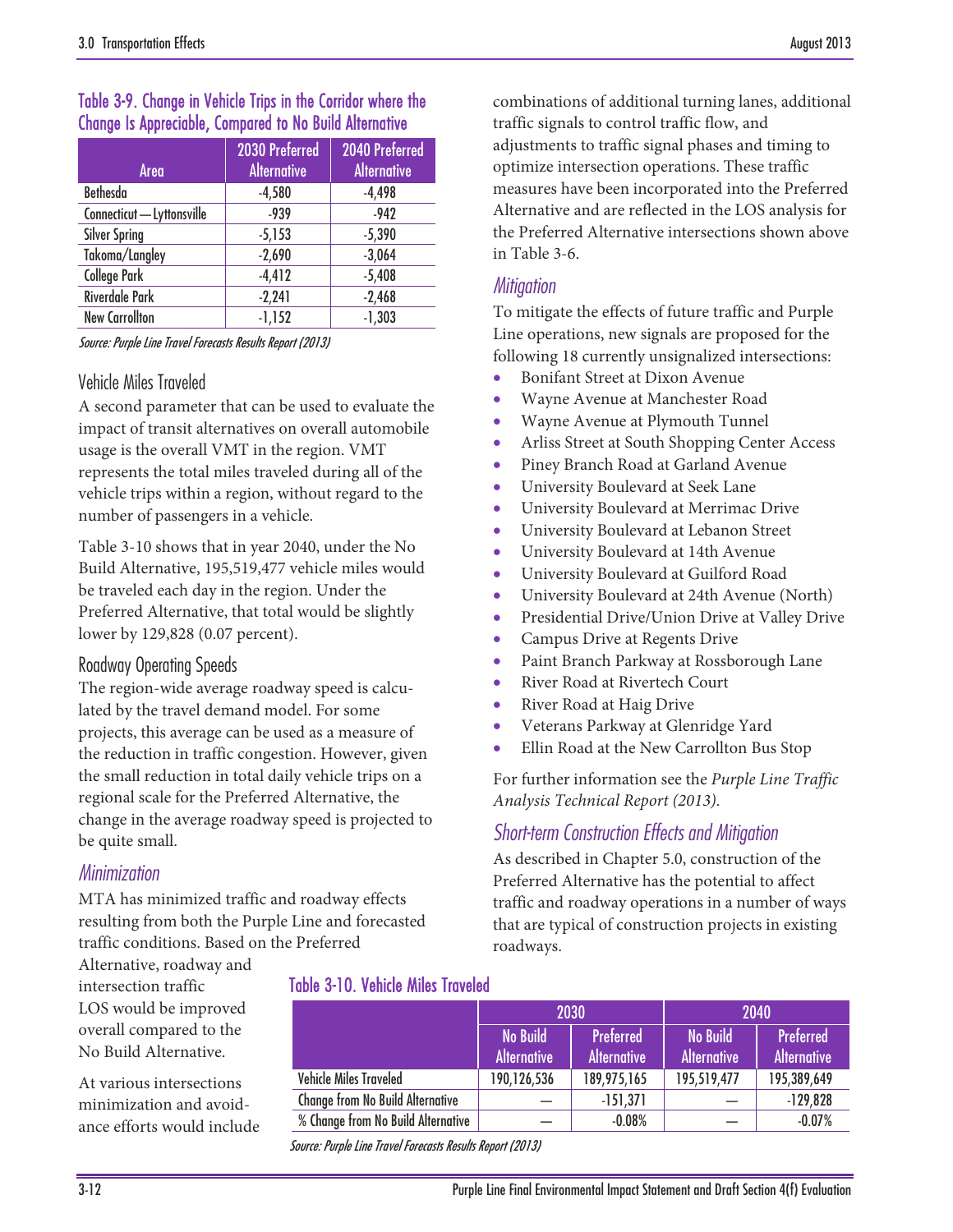**Table 3-9. Change in Vehicle Trips in the Corridor where the Change Is Appreciable, Compared to No Build Alternative**

| Area | 2030 Preferred Alternative | 2040 Preferred Alternative |
|---|---|---|
| Bethesda | -4,580 | -4,498 |
| Connecticut—Lyttonsville | -939 | -942 |
| Silver Spring | -5,153 | -5,390 |
| Takoma/Langley | -2,690 | -3,064 |
| College Park | -4,412 | -5,408 |
| Riverdale Park | -2,241 | -2,468 |
| New Carrollton | -1,152 | -1,303 |

*Source: Purple Line Travel Forecasts Results Report (2013)*

### Vehicle Miles Traveled

A second parameter that can be used to evaluate the impact of transit alternatives on overall automobile usage is the overall VMT in the region. VMT represents the total miles traveled during all of the vehicle trips within a region, without regard to the number of passengers in a vehicle.

Table 3-10 shows that in year 2040, under the No Build Alternative, 195,519,477 vehicle miles would be traveled each day in the region. Under the Preferred Alternative, that total would be slightly lower by 129,828 (0.07 percent).

### Roadway Operating Speeds

The region-wide average roadway speed is calculated by the travel demand model. For some projects, this average can be used as a measure of the reduction in traffic congestion. However, given the small reduction in total daily vehicle trips on a regional scale for the Preferred Alternative, the change in the average roadway speed is projected to be quite small.

## *Minimization*

MTA has minimized traffic and roadway effects resulting from both the Purple Line and forecasted traffic conditions. Based on the Preferred Alternative, roadway and intersection traffic LOS would be improved overall compared to the No Build Alternative.

At various intersections minimization and avoidance efforts would include combinations of additional turning lanes, additional traffic signals to control traffic flow, and adjustments to traffic signal phases and timing to optimize intersection operations. These traffic measures have been incorporated into the Preferred Alternative and are reflected in the LOS analysis for the Preferred Alternative intersections shown above in Table 3-6.

## *Mitigation*

To mitigate the effects of future traffic and Purple Line operations, new signals are proposed for the following 18 currently unsignalized intersections:

- Bonifant Street at Dixon Avenue
- Wayne Avenue at Manchester Road
- Wayne Avenue at Plymouth Tunnel
- Arliss Street at South Shopping Center Access
- Piney Branch Road at Garland Avenue
- University Boulevard at Seek Lane
- University Boulevard at Merrimac Drive
- University Boulevard at Lebanon Street
- University Boulevard at 14th Avenue
- University Boulevard at Guilford Road
- University Boulevard at 24th Avenue (North)
- Presidential Drive/Union Drive at Valley Drive
- Campus Drive at Regents Drive
- Paint Branch Parkway at Rossborough Lane
- River Road at Rivertech Court
- River Road at Haig Drive
- Veterans Parkway at Glenridge Yard
- Ellin Road at the New Carrollton Bus Stop

For further information see the *Purple Line Traffic Analysis Technical Report (2013).*

## *Short-term Construction Effects and Mitigation*

As described in Chapter 5.0, construction of the Preferred Alternative has the potential to affect traffic and roadway operations in a number of ways that are typical of construction projects in existing roadways.

**Table 3-10. Vehicle Miles Traveled**

| | 2030 | | 2040 | |
|---|---|---|---|---|
| | No Build Alternative | Preferred Alternative | No Build Alternative | Preferred Alternative |
| Vehicle Miles Traveled | 190,126,536 | 189,975,165 | 195,519,477 | 195,389,649 |
| Change from No Build Alternative | — | -151,371 | — | -129,828 |
| % Change from No Build Alternative | — | -0.08% | — | -0.07% |

*Source: Purple Line Travel Forecasts Results Report (2013)*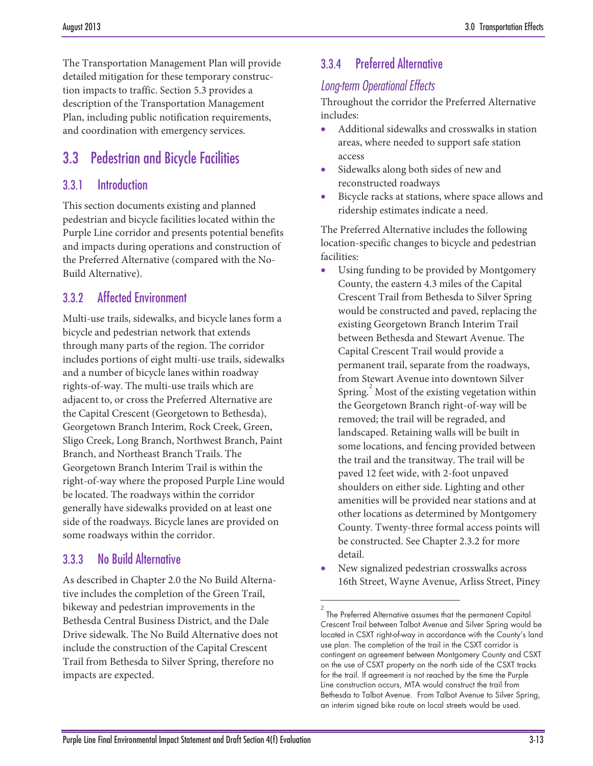The Transportation Management Plan will provide detailed mitigation for these temporary construction impacts to traffic. Section 5.3 provides a description of the Transportation Management Plan, including public notification requirements, and coordination with emergency services.

## 3.3 Pedestrian and Bicycle Facilities

### 3.3.1 Introduction

This section documents existing and planned pedestrian and bicycle facilities located within the Purple Line corridor and presents potential benefits and impacts during operations and construction of the Preferred Alternative (compared with the No-Build Alternative).

### 3.3.2 Affected Environment

Multi-use trails, sidewalks, and bicycle lanes form a bicycle and pedestrian network that extends through many parts of the region. The corridor includes portions of eight multi-use trails, sidewalks and a number of bicycle lanes within roadway rights-of-way. The multi-use trails which are adjacent to, or cross the Preferred Alternative are the Capital Crescent (Georgetown to Bethesda), Georgetown Branch Interim, Rock Creek, Green, Sligo Creek, Long Branch, Northwest Branch, Paint Branch, and Northeast Branch Trails. The Georgetown Branch Interim Trail is within the right-of-way where the proposed Purple Line would be located. The roadways within the corridor generally have sidewalks provided on at least one side of the roadways. Bicycle lanes are provided on some roadways within the corridor.

### 3.3.3 No Build Alternative

As described in Chapter 2.0 the No Build Alternative includes the completion of the Green Trail, bikeway and pedestrian improvements in the Bethesda Central Business District, and the Dale Drive sidewalk. The No Build Alternative does not include the construction of the Capital Crescent Trail from Bethesda to Silver Spring, therefore no impacts are expected.

### 3.3.4 Preferred Alternative

*Long-term Operational Effects*

Throughout the corridor the Preferred Alternative includes:

- Additional sidewalks and crosswalks in station areas, where needed to support safe station access
- Sidewalks along both sides of new and reconstructed roadways
- Bicycle racks at stations, where space allows and ridership estimates indicate a need.

The Preferred Alternative includes the following location-specific changes to bicycle and pedestrian facilities:

- Using funding to be provided by Montgomery County, the eastern 4.3 miles of the Capital Crescent Trail from Bethesda to Silver Spring would be constructed and paved, replacing the existing Georgetown Branch Interim Trail between Bethesda and Stewart Avenue. The Capital Crescent Trail would provide a permanent trail, separate from the roadways, from Stewart Avenue into downtown Silver Spring.[2] Most of the existing vegetation within the Georgetown Branch right-of-way will be removed; the trail will be regraded, and landscaped. Retaining walls will be built in some locations, and fencing provided between the trail and the transitway. The trail will be paved 12 feet wide, with 2-foot unpaved shoulders on either side. Lighting and other amenities will be provided near stations and at other locations as determined by Montgomery County. Twenty-three formal access points will be constructed. See Chapter 2.3.2 for more detail.
- New signalized pedestrian crosswalks across 16th Street, Wayne Avenue, Arliss Street, Piney

[2] The Preferred Alternative assumes that the permanent Capital Crescent Trail between Talbot Avenue and Silver Spring would be located in CSXT right-of-way in accordance with the County's land use plan. The completion of the trail in the CSXT corridor is contingent on agreement between Montgomery County and CSXT on the use of CSXT property on the north side of the CSXT tracks for the trail. If agreement is not reached by the time the Purple Line construction occurs, MTA would construct the trail from Bethesda to Talbot Avenue. From Talbot Avenue to Silver Spring, an interim signed bike route on local streets would be used.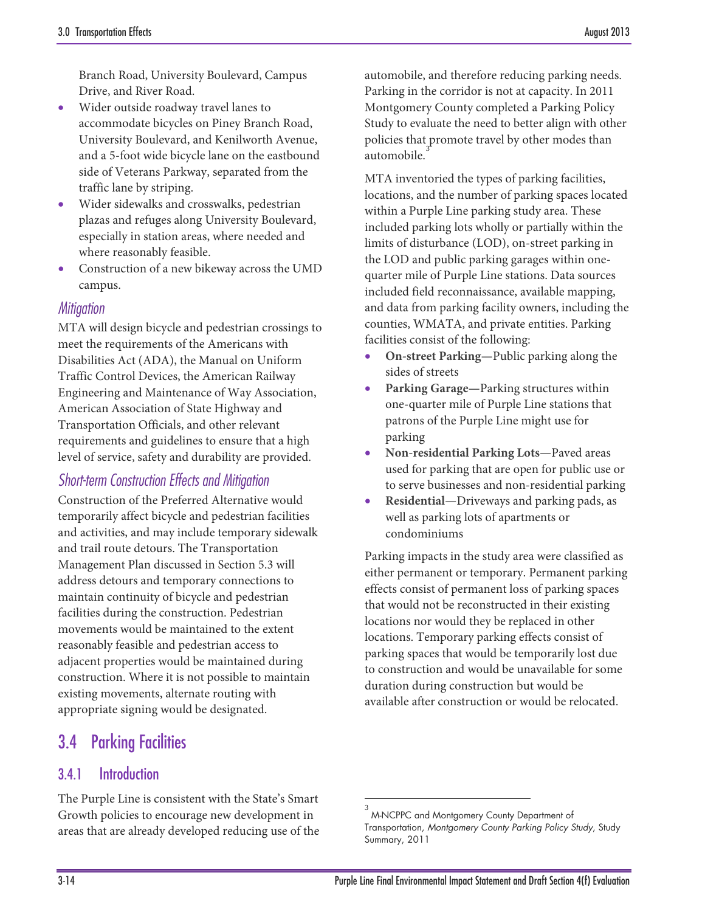Branch Road, University Boulevard, Campus Drive, and River Road.

- Wider outside roadway travel lanes to accommodate bicycles on Piney Branch Road, University Boulevard, and Kenilworth Avenue, and a 5-foot wide bicycle lane on the eastbound side of Veterans Parkway, separated from the traffic lane by striping.
- Wider sidewalks and crosswalks, pedestrian plazas and refuges along University Boulevard, especially in station areas, where needed and where reasonably feasible.
- Construction of a new bikeway across the UMD campus.

#### *Mitigation*

MTA will design bicycle and pedestrian crossings to meet the requirements of the Americans with Disabilities Act (ADA), the Manual on Uniform Traffic Control Devices, the American Railway Engineering and Maintenance of Way Association, American Association of State Highway and Transportation Officials, and other relevant requirements and guidelines to ensure that a high level of service, safety and durability are provided.

#### *Short-term Construction Effects and Mitigation*

Construction of the Preferred Alternative would temporarily affect bicycle and pedestrian facilities and activities, and may include temporary sidewalk and trail route detours. The Transportation Management Plan discussed in Section 5.3 will address detours and temporary connections to maintain continuity of bicycle and pedestrian facilities during the construction. Pedestrian movements would be maintained to the extent reasonably feasible and pedestrian access to adjacent properties would be maintained during construction. Where it is not possible to maintain existing movements, alternate routing with appropriate signing would be designated.

## 3.4 Parking Facilities

### 3.4.1 Introduction

The Purple Line is consistent with the State's Smart Growth policies to encourage new development in areas that are already developed reducing use of the automobile, and therefore reducing parking needs. Parking in the corridor is not at capacity. In 2011 Montgomery County completed a Parking Policy Study to evaluate the need to better align with other policies that promote travel by other modes than automobile.[3]

MTA inventoried the types of parking facilities, locations, and the number of parking spaces located within a Purple Line parking study area. These included parking lots wholly or partially within the limits of disturbance (LOD), on-street parking in the LOD and public parking garages within one-quarter mile of Purple Line stations. Data sources included field reconnaissance, available mapping, and data from parking facility owners, including the counties, WMATA, and private entities. Parking facilities consist of the following:

- **On-street Parking**—Public parking along the sides of streets
- **Parking Garage**—Parking structures within one-quarter mile of Purple Line stations that patrons of the Purple Line might use for parking
- **Non-residential Parking Lots**—Paved areas used for parking that are open for public use or to serve businesses and non-residential parking
- **Residential**—Driveways and parking pads, as well as parking lots of apartments or condominiums

Parking impacts in the study area were classified as either permanent or temporary. Permanent parking effects consist of permanent loss of parking spaces that would not be reconstructed in their existing locations nor would they be replaced in other locations. Temporary parking effects consist of parking spaces that would be temporarily lost due to construction and would be unavailable for some duration during construction but would be available after construction or would be relocated.

[3] M-NCPPC and Montgomery County Department of Transportation, *Montgomery County Parking Policy Study*, Study Summary, 2011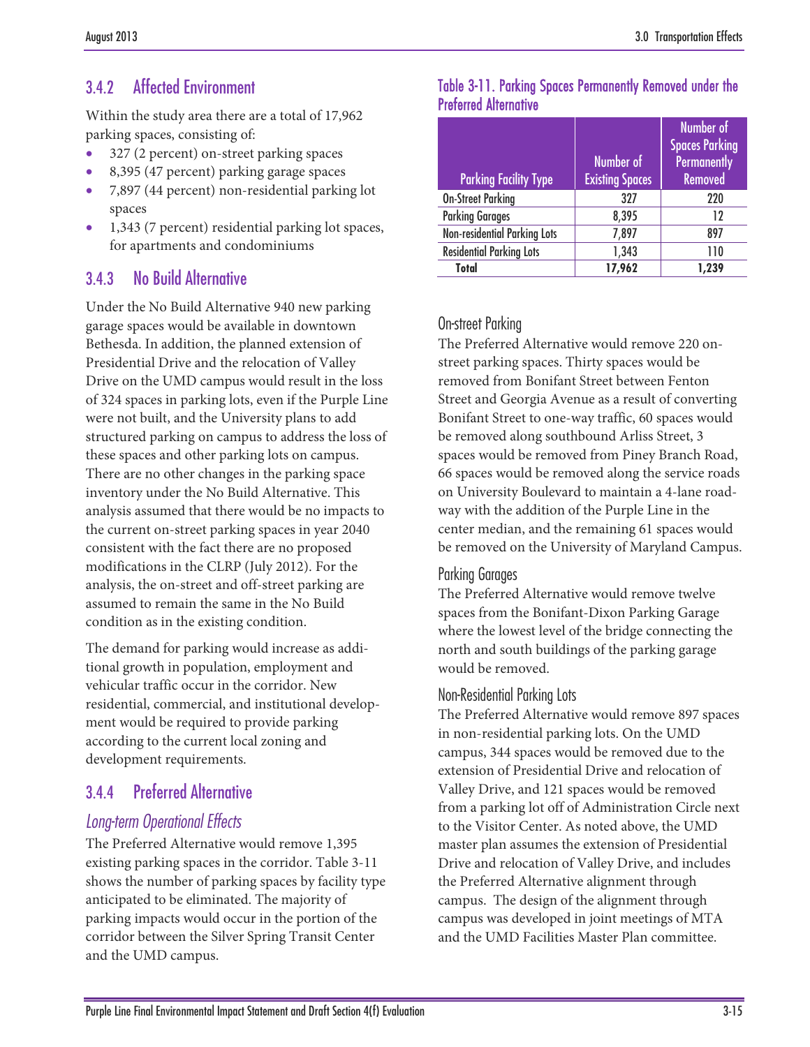## 3.4.2 Affected Environment

Within the study area there are a total of 17,962 parking spaces, consisting of:

- 327 (2 percent) on-street parking spaces
- 8,395 (47 percent) parking garage spaces
- 7,897 (44 percent) non-residential parking lot spaces
- 1,343 (7 percent) residential parking lot spaces, for apartments and condominiums

## 3.4.3 No Build Alternative

Under the No Build Alternative 940 new parking garage spaces would be available in downtown Bethesda. In addition, the planned extension of Presidential Drive and the relocation of Valley Drive on the UMD campus would result in the loss of 324 spaces in parking lots, even if the Purple Line were not built, and the University plans to add structured parking on campus to address the loss of these spaces and other parking lots on campus. There are no other changes in the parking space inventory under the No Build Alternative. This analysis assumed that there would be no impacts to the current on-street parking spaces in year 2040 consistent with the fact there are no proposed modifications in the CLRP (July 2012). For the analysis, the on-street and off-street parking are assumed to remain the same in the No Build condition as in the existing condition.

The demand for parking would increase as additional growth in population, employment and vehicular traffic occur in the corridor. New residential, commercial, and institutional development would be required to provide parking according to the current local zoning and development requirements.

## 3.4.4 Preferred Alternative

### *Long-term Operational Effects*

The Preferred Alternative would remove 1,395 existing parking spaces in the corridor. Table 3-11 shows the number of parking spaces by facility type anticipated to be eliminated. The majority of parking impacts would occur in the portion of the corridor between the Silver Spring Transit Center and the UMD campus.

**Table 3-11. Parking Spaces Permanently Removed under the Preferred Alternative**

| Parking Facility Type | Number of Existing Spaces | Number of Spaces Parking Permanently Removed |
|---|---|---|
| On-Street Parking | 327 | 220 |
| Parking Garages | 8,395 | 12 |
| Non-residential Parking Lots | 7,897 | 897 |
| Residential Parking Lots | 1,343 | 110 |
| **Total** | **17,962** | **1,239** |

#### On-street Parking

The Preferred Alternative would remove 220 on-street parking spaces. Thirty spaces would be removed from Bonifant Street between Fenton Street and Georgia Avenue as a result of converting Bonifant Street to one-way traffic, 60 spaces would be removed along southbound Arliss Street, 3 spaces would be removed from Piney Branch Road, 66 spaces would be removed along the service roads on University Boulevard to maintain a 4-lane roadway with the addition of the Purple Line in the center median, and the remaining 61 spaces would be removed on the University of Maryland Campus.

#### Parking Garages

The Preferred Alternative would remove twelve spaces from the Bonifant-Dixon Parking Garage where the lowest level of the bridge connecting the north and south buildings of the parking garage would be removed.

#### Non-Residential Parking Lots

The Preferred Alternative would remove 897 spaces in non-residential parking lots. On the UMD campus, 344 spaces would be removed due to the extension of Presidential Drive and relocation of Valley Drive, and 121 spaces would be removed from a parking lot off of Administration Circle next to the Visitor Center. As noted above, the UMD master plan assumes the extension of Presidential Drive and relocation of Valley Drive, and includes the Preferred Alternative alignment through campus. The design of the alignment through campus was developed in joint meetings of MTA and the UMD Facilities Master Plan committee.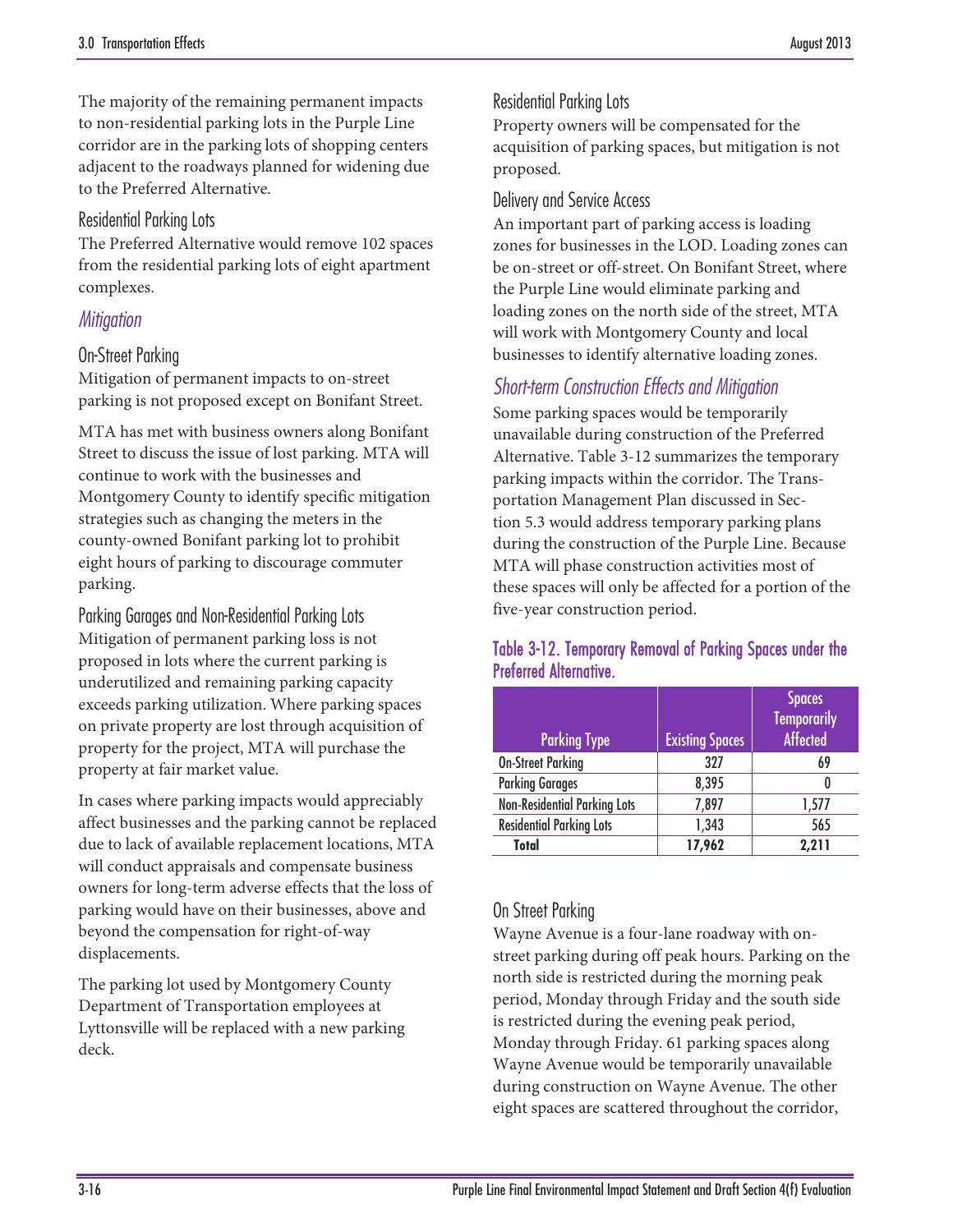The majority of the remaining permanent impacts to non-residential parking lots in the Purple Line corridor are in the parking lots of shopping centers adjacent to the roadways planned for widening due to the Preferred Alternative.

#### Residential Parking Lots

The Preferred Alternative would remove 102 spaces from the residential parking lots of eight apartment complexes.

### *Mitigation*

#### On-Street Parking

Mitigation of permanent impacts to on-street parking is not proposed except on Bonifant Street.

MTA has met with business owners along Bonifant Street to discuss the issue of lost parking. MTA will continue to work with the businesses and Montgomery County to identify specific mitigation strategies such as changing the meters in the county-owned Bonifant parking lot to prohibit eight hours of parking to discourage commuter parking.

#### Parking Garages and Non-Residential Parking Lots

Mitigation of permanent parking loss is not proposed in lots where the current parking is underutilized and remaining parking capacity exceeds parking utilization. Where parking spaces on private property are lost through acquisition of property for the project, MTA will purchase the property at fair market value.

In cases where parking impacts would appreciably affect businesses and the parking cannot be replaced due to lack of available replacement locations, MTA will conduct appraisals and compensate business owners for long-term adverse effects that the loss of parking would have on their businesses, above and beyond the compensation for right-of-way displacements.

The parking lot used by Montgomery County Department of Transportation employees at Lyttonsville will be replaced with a new parking deck.

#### Residential Parking Lots

Property owners will be compensated for the acquisition of parking spaces, but mitigation is not proposed.

#### Delivery and Service Access

An important part of parking access is loading zones for businesses in the LOD. Loading zones can be on-street or off-street. On Bonifant Street, where the Purple Line would eliminate parking and loading zones on the north side of the street, MTA will work with Montgomery County and local businesses to identify alternative loading zones.

### *Short-term Construction Effects and Mitigation*

Some parking spaces would be temporarily unavailable during construction of the Preferred Alternative. Table 3-12 summarizes the temporary parking impacts within the corridor. The Transportation Management Plan discussed in Section 5.3 would address temporary parking plans during the construction of the Purple Line. Because MTA will phase construction activities most of these spaces will only be affected for a portion of the five-year construction period.

**Table 3-12. Temporary Removal of Parking Spaces under the Preferred Alternative.**

| Parking Type | Existing Spaces | Spaces Temporarily Affected |
|---|---|---|
| On-Street Parking | 327 | 69 |
| Parking Garages | 8,395 | 0 |
| Non-Residential Parking Lots | 7,897 | 1,577 |
| Residential Parking Lots | 1,343 | 565 |
| **Total** | **17,962** | **2,211** |

#### On Street Parking

Wayne Avenue is a four-lane roadway with on-street parking during off peak hours. Parking on the north side is restricted during the morning peak period, Monday through Friday and the south side is restricted during the evening peak period, Monday through Friday. 61 parking spaces along Wayne Avenue would be temporarily unavailable during construction on Wayne Avenue. The other eight spaces are scattered throughout the corridor,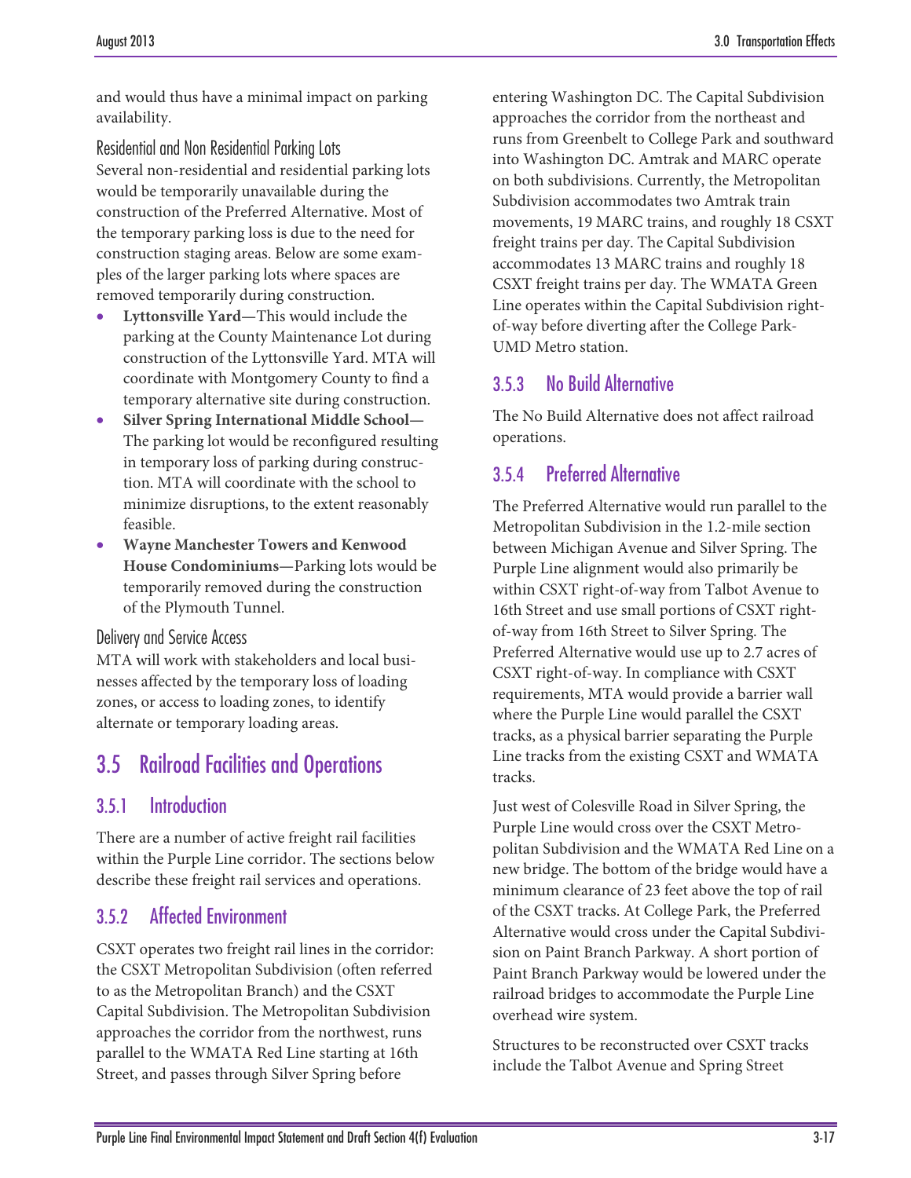and would thus have a minimal impact on parking availability.

#### Residential and Non Residential Parking Lots

Several non-residential and residential parking lots would be temporarily unavailable during the construction of the Preferred Alternative. Most of the temporary parking loss is due to the need for construction staging areas. Below are some examples of the larger parking lots where spaces are removed temporarily during construction.

- **Lyttonsville Yard**—This would include the parking at the County Maintenance Lot during construction of the Lyttonsville Yard. MTA will coordinate with Montgomery County to find a temporary alternative site during construction.
- **Silver Spring International Middle School**—The parking lot would be reconfigured resulting in temporary loss of parking during construction. MTA will coordinate with the school to minimize disruptions, to the extent reasonably feasible.
- **Wayne Manchester Towers and Kenwood House Condominiums**—Parking lots would be temporarily removed during the construction of the Plymouth Tunnel.

#### Delivery and Service Access

MTA will work with stakeholders and local businesses affected by the temporary loss of loading zones, or access to loading zones, to identify alternate or temporary loading areas.

## 3.5 Railroad Facilities and Operations

### 3.5.1 Introduction

There are a number of active freight rail facilities within the Purple Line corridor. The sections below describe these freight rail services and operations.

### 3.5.2 Affected Environment

CSXT operates two freight rail lines in the corridor: the CSXT Metropolitan Subdivision (often referred to as the Metropolitan Branch) and the CSXT Capital Subdivision. The Metropolitan Subdivision approaches the corridor from the northwest, runs parallel to the WMATA Red Line starting at 16th Street, and passes through Silver Spring before entering Washington DC. The Capital Subdivision approaches the corridor from the northeast and runs from Greenbelt to College Park and southward into Washington DC. Amtrak and MARC operate on both subdivisions. Currently, the Metropolitan Subdivision accommodates two Amtrak train movements, 19 MARC trains, and roughly 18 CSXT freight trains per day. The Capital Subdivision accommodates 13 MARC trains and roughly 18 CSXT freight trains per day. The WMATA Green Line operates within the Capital Subdivision right-of-way before diverting after the College Park-UMD Metro station.

### 3.5.3 No Build Alternative

The No Build Alternative does not affect railroad operations.

### 3.5.4 Preferred Alternative

The Preferred Alternative would run parallel to the Metropolitan Subdivision in the 1.2-mile section between Michigan Avenue and Silver Spring. The Purple Line alignment would also primarily be within CSXT right-of-way from Talbot Avenue to 16th Street and use small portions of CSXT right-of-way from 16th Street to Silver Spring. The Preferred Alternative would use up to 2.7 acres of CSXT right-of-way. In compliance with CSXT requirements, MTA would provide a barrier wall where the Purple Line would parallel the CSXT tracks, as a physical barrier separating the Purple Line tracks from the existing CSXT and WMATA tracks.

Just west of Colesville Road in Silver Spring, the Purple Line would cross over the CSXT Metropolitan Subdivision and the WMATA Red Line on a new bridge. The bottom of the bridge would have a minimum clearance of 23 feet above the top of rail of the CSXT tracks. At College Park, the Preferred Alternative would cross under the Capital Subdivision on Paint Branch Parkway. A short portion of Paint Branch Parkway would be lowered under the railroad bridges to accommodate the Purple Line overhead wire system.

Structures to be reconstructed over CSXT tracks include the Talbot Avenue and Spring Street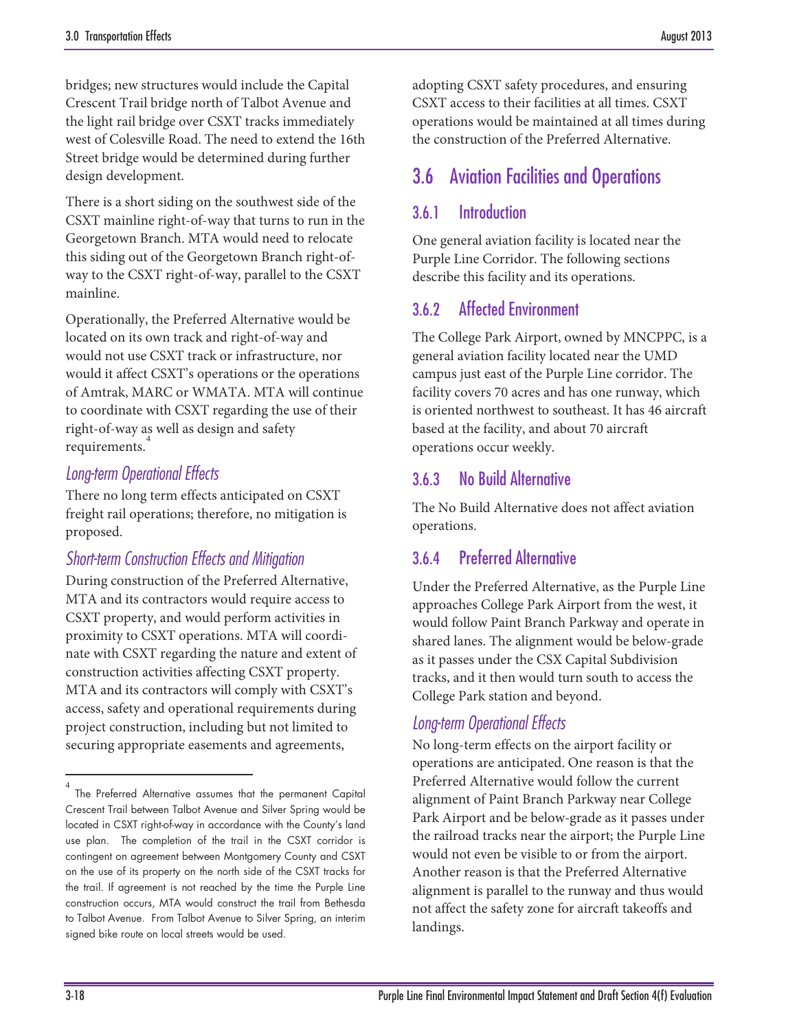bridges; new structures would include the Capital Crescent Trail bridge north of Talbot Avenue and the light rail bridge over CSXT tracks immediately west of Colesville Road. The need to extend the 16th Street bridge would be determined during further design development.

There is a short siding on the southwest side of the CSXT mainline right-of-way that turns to run in the Georgetown Branch. MTA would need to relocate this siding out of the Georgetown Branch right-of-way to the CSXT right-of-way, parallel to the CSXT mainline.

Operationally, the Preferred Alternative would be located on its own track and right-of-way and would not use CSXT track or infrastructure, nor would it affect CSXT's operations or the operations of Amtrak, MARC or WMATA. MTA will continue to coordinate with CSXT regarding the use of their right-of-way as well as design and safety requirements.[4]

*Long-term Operational Effects*

There no long term effects anticipated on CSXT freight rail operations; therefore, no mitigation is proposed.

*Short-term Construction Effects and Mitigation*

During construction of the Preferred Alternative, MTA and its contractors would require access to CSXT property, and would perform activities in proximity to CSXT operations. MTA will coordinate with CSXT regarding the nature and extent of construction activities affecting CSXT property. MTA and its contractors will comply with CSXT's access, safety and operational requirements during project construction, including but not limited to securing appropriate easements and agreements, adopting CSXT safety procedures, and ensuring CSXT access to their facilities at all times. CSXT operations would be maintained at all times during the construction of the Preferred Alternative.

## 3.6 Aviation Facilities and Operations

### 3.6.1 Introduction

One general aviation facility is located near the Purple Line Corridor. The following sections describe this facility and its operations.

### 3.6.2 Affected Environment

The College Park Airport, owned by MNCPPC, is a general aviation facility located near the UMD campus just east of the Purple Line corridor. The facility covers 70 acres and has one runway, which is oriented northwest to southeast. It has 46 aircraft based at the facility, and about 70 aircraft operations occur weekly.

### 3.6.3 No Build Alternative

The No Build Alternative does not affect aviation operations.

### 3.6.4 Preferred Alternative

Under the Preferred Alternative, as the Purple Line approaches College Park Airport from the west, it would follow Paint Branch Parkway and operate in shared lanes. The alignment would be below-grade as it passes under the CSX Capital Subdivision tracks, and it then would turn south to access the College Park station and beyond.

*Long-term Operational Effects*

No long-term effects on the airport facility or operations are anticipated. One reason is that the Preferred Alternative would follow the current alignment of Paint Branch Parkway near College Park Airport and be below-grade as it passes under the railroad tracks near the airport; the Purple Line would not even be visible to or from the airport. Another reason is that the Preferred Alternative alignment is parallel to the runway and thus would not affect the safety zone for aircraft takeoffs and landings.

---

[4] The Preferred Alternative assumes that the permanent Capital Crescent Trail between Talbot Avenue and Silver Spring would be located in CSXT right-of-way in accordance with the County's land use plan. The completion of the trail in the CSXT corridor is contingent on agreement between Montgomery County and CSXT on the use of its property on the north side of the CSXT tracks for the trail. If agreement is not reached by the time the Purple Line construction occurs, MTA would construct the trail from Bethesda to Talbot Avenue. From Talbot Avenue to Silver Spring, an interim signed bike route on local streets would be used.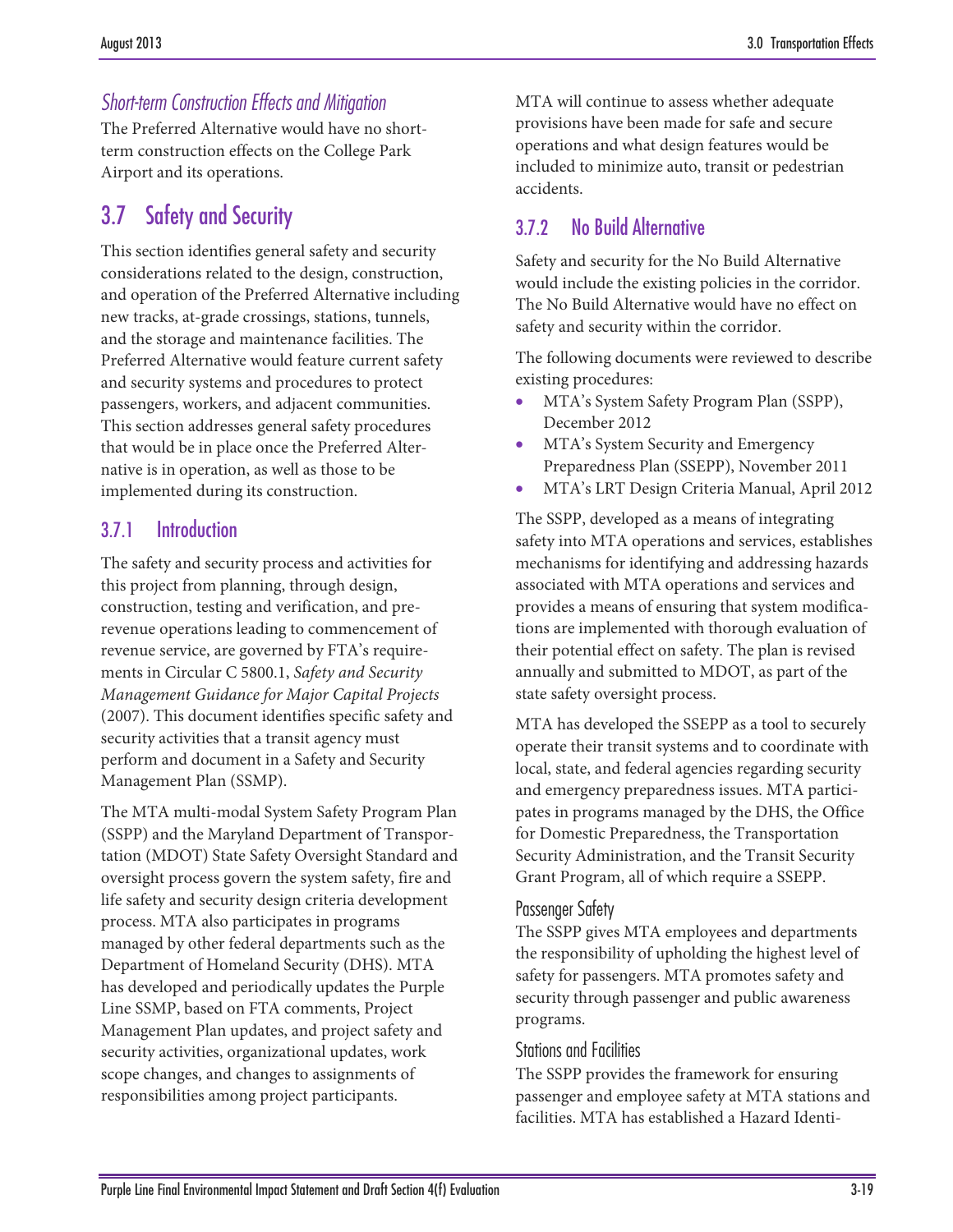### *Short-term Construction Effects and Mitigation*

The Preferred Alternative would have no short-term construction effects on the College Park Airport and its operations.

## 3.7 Safety and Security

This section identifies general safety and security considerations related to the design, construction, and operation of the Preferred Alternative including new tracks, at-grade crossings, stations, tunnels, and the storage and maintenance facilities. The Preferred Alternative would feature current safety and security systems and procedures to protect passengers, workers, and adjacent communities. This section addresses general safety procedures that would be in place once the Preferred Alternative is in operation, as well as those to be implemented during its construction.

### 3.7.1 Introduction

The safety and security process and activities for this project from planning, through design, construction, testing and verification, and pre-revenue operations leading to commencement of revenue service, are governed by FTA's requirements in Circular C 5800.1, *Safety and Security Management Guidance for Major Capital Projects* (2007). This document identifies specific safety and security activities that a transit agency must perform and document in a Safety and Security Management Plan (SSMP).

The MTA multi-modal System Safety Program Plan (SSPP) and the Maryland Department of Transportation (MDOT) State Safety Oversight Standard and oversight process govern the system safety, fire and life safety and security design criteria development process. MTA also participates in programs managed by other federal departments such as the Department of Homeland Security (DHS). MTA has developed and periodically updates the Purple Line SSMP, based on FTA comments, Project Management Plan updates, and project safety and security activities, organizational updates, work scope changes, and changes to assignments of responsibilities among project participants.

MTA will continue to assess whether adequate provisions have been made for safe and secure operations and what design features would be included to minimize auto, transit or pedestrian accidents.

### 3.7.2 No Build Alternative

Safety and security for the No Build Alternative would include the existing policies in the corridor. The No Build Alternative would have no effect on safety and security within the corridor.

The following documents were reviewed to describe existing procedures:

- MTA's System Safety Program Plan (SSPP), December 2012
- MTA's System Security and Emergency Preparedness Plan (SSEPP), November 2011
- MTA's LRT Design Criteria Manual, April 2012

The SSPP, developed as a means of integrating safety into MTA operations and services, establishes mechanisms for identifying and addressing hazards associated with MTA operations and services and provides a means of ensuring that system modifications are implemented with thorough evaluation of their potential effect on safety. The plan is revised annually and submitted to MDOT, as part of the state safety oversight process.

MTA has developed the SSEPP as a tool to securely operate their transit systems and to coordinate with local, state, and federal agencies regarding security and emergency preparedness issues. MTA participates in programs managed by the DHS, the Office for Domestic Preparedness, the Transportation Security Administration, and the Transit Security Grant Program, all of which require a SSEPP.

#### Passenger Safety

The SSPP gives MTA employees and departments the responsibility of upholding the highest level of safety for passengers. MTA promotes safety and security through passenger and public awareness programs.

#### Stations and Facilities

The SSPP provides the framework for ensuring passenger and employee safety at MTA stations and facilities. MTA has established a Hazard Identi-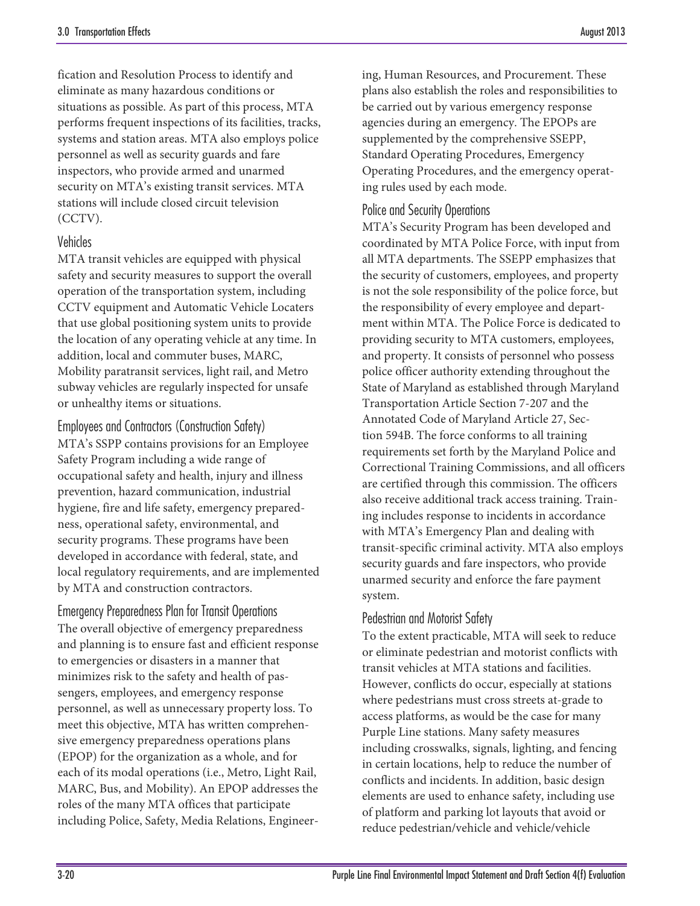fication and Resolution Process to identify and eliminate as many hazardous conditions or situations as possible. As part of this process, MTA performs frequent inspections of its facilities, tracks, systems and station areas. MTA also employs police personnel as well as security guards and fare inspectors, who provide armed and unarmed security on MTA's existing transit services. MTA stations will include closed circuit television (CCTV).

### Vehicles

MTA transit vehicles are equipped with physical safety and security measures to support the overall operation of the transportation system, including CCTV equipment and Automatic Vehicle Locaters that use global positioning system units to provide the location of any operating vehicle at any time. In addition, local and commuter buses, MARC, Mobility paratransit services, light rail, and Metro subway vehicles are regularly inspected for unsafe or unhealthy items or situations.

### Employees and Contractors (Construction Safety)

MTA's SSPP contains provisions for an Employee Safety Program including a wide range of occupational safety and health, injury and illness prevention, hazard communication, industrial hygiene, fire and life safety, emergency preparedness, operational safety, environmental, and security programs. These programs have been developed in accordance with federal, state, and local regulatory requirements, and are implemented by MTA and construction contractors.

### Emergency Preparedness Plan for Transit Operations

The overall objective of emergency preparedness and planning is to ensure fast and efficient response to emergencies or disasters in a manner that minimizes risk to the safety and health of passengers, employees, and emergency response personnel, as well as unnecessary property loss. To meet this objective, MTA has written comprehensive emergency preparedness operations plans (EPOP) for the organization as a whole, and for each of its modal operations (i.e., Metro, Light Rail, MARC, Bus, and Mobility). An EPOP addresses the roles of the many MTA offices that participate including Police, Safety, Media Relations, Engineering, Human Resources, and Procurement. These plans also establish the roles and responsibilities to be carried out by various emergency response agencies during an emergency. The EPOPs are supplemented by the comprehensive SSEPP, Standard Operating Procedures, Emergency Operating Procedures, and the emergency operating rules used by each mode.

### Police and Security Operations

MTA's Security Program has been developed and coordinated by MTA Police Force, with input from all MTA departments. The SSEPP emphasizes that the security of customers, employees, and property is not the sole responsibility of the police force, but the responsibility of every employee and department within MTA. The Police Force is dedicated to providing security to MTA customers, employees, and property. It consists of personnel who possess police officer authority extending throughout the State of Maryland as established through Maryland Transportation Article Section 7-207 and the Annotated Code of Maryland Article 27, Section 594B. The force conforms to all training requirements set forth by the Maryland Police and Correctional Training Commissions, and all officers are certified through this commission. The officers also receive additional track access training. Training includes response to incidents in accordance with MTA's Emergency Plan and dealing with transit-specific criminal activity. MTA also employs security guards and fare inspectors, who provide unarmed security and enforce the fare payment system.

### Pedestrian and Motorist Safety

To the extent practicable, MTA will seek to reduce or eliminate pedestrian and motorist conflicts with transit vehicles at MTA stations and facilities. However, conflicts do occur, especially at stations where pedestrians must cross streets at-grade to access platforms, as would be the case for many Purple Line stations. Many safety measures including crosswalks, signals, lighting, and fencing in certain locations, help to reduce the number of conflicts and incidents. In addition, basic design elements are used to enhance safety, including use of platform and parking lot layouts that avoid or reduce pedestrian/vehicle and vehicle/vehicle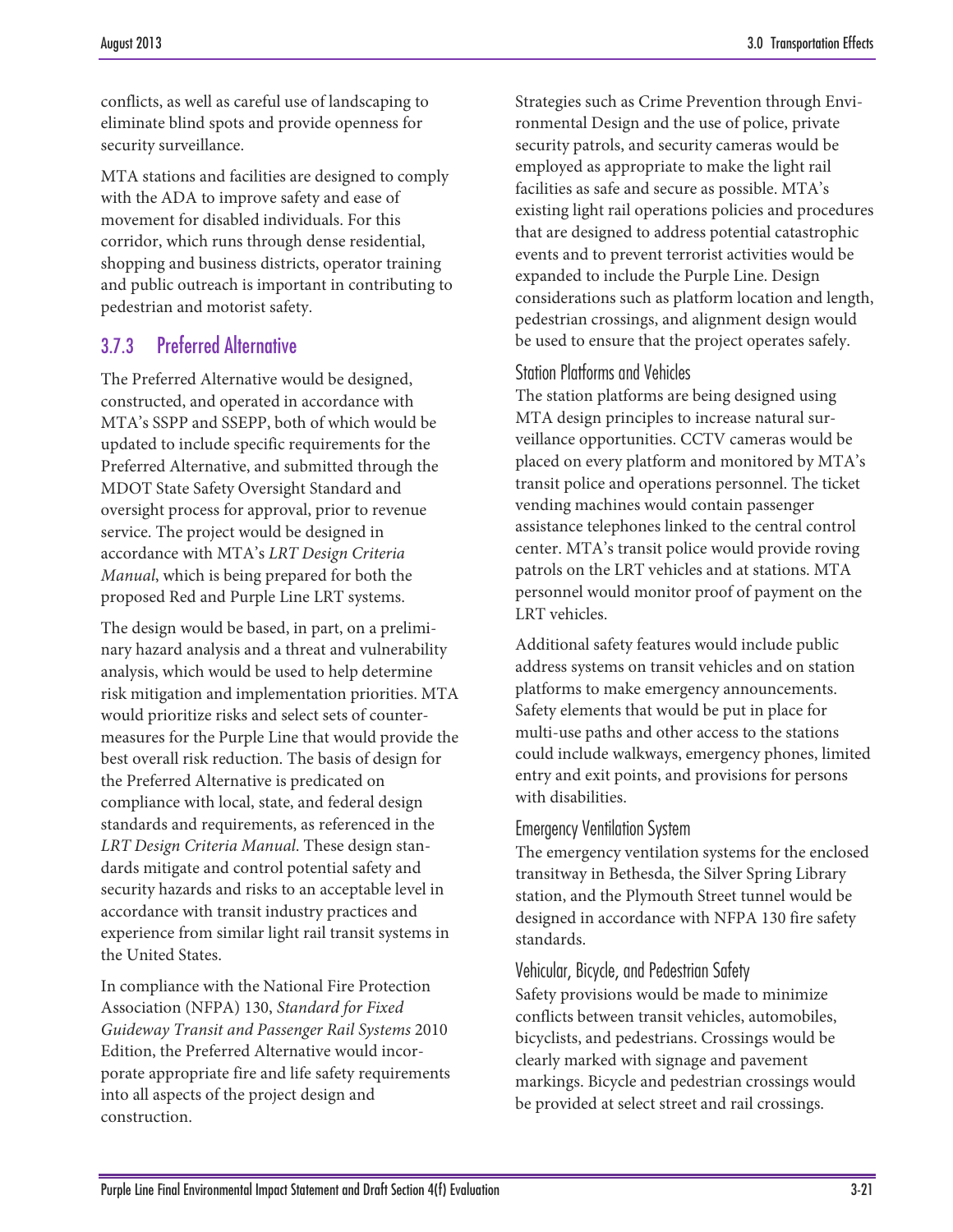conflicts, as well as careful use of landscaping to eliminate blind spots and provide openness for security surveillance.

MTA stations and facilities are designed to comply with the ADA to improve safety and ease of movement for disabled individuals. For this corridor, which runs through dense residential, shopping and business districts, operator training and public outreach is important in contributing to pedestrian and motorist safety.

## 3.7.3 Preferred Alternative

The Preferred Alternative would be designed, constructed, and operated in accordance with MTA's SSPP and SSEPP, both of which would be updated to include specific requirements for the Preferred Alternative, and submitted through the MDOT State Safety Oversight Standard and oversight process for approval, prior to revenue service. The project would be designed in accordance with MTA's *LRT Design Criteria Manual*, which is being prepared for both the proposed Red and Purple Line LRT systems.

The design would be based, in part, on a preliminary hazard analysis and a threat and vulnerability analysis, which would be used to help determine risk mitigation and implementation priorities. MTA would prioritize risks and select sets of countermeasures for the Purple Line that would provide the best overall risk reduction. The basis of design for the Preferred Alternative is predicated on compliance with local, state, and federal design standards and requirements, as referenced in the *LRT Design Criteria Manual*. These design standards mitigate and control potential safety and security hazards and risks to an acceptable level in accordance with transit industry practices and experience from similar light rail transit systems in the United States.

In compliance with the National Fire Protection Association (NFPA) 130, *Standard for Fixed Guideway Transit and Passenger Rail Systems* 2010 Edition, the Preferred Alternative would incorporate appropriate fire and life safety requirements into all aspects of the project design and construction.

Strategies such as Crime Prevention through Environmental Design and the use of police, private security patrols, and security cameras would be employed as appropriate to make the light rail facilities as safe and secure as possible. MTA's existing light rail operations policies and procedures that are designed to address potential catastrophic events and to prevent terrorist activities would be expanded to include the Purple Line. Design considerations such as platform location and length, pedestrian crossings, and alignment design would be used to ensure that the project operates safely.

### Station Platforms and Vehicles

The station platforms are being designed using MTA design principles to increase natural surveillance opportunities. CCTV cameras would be placed on every platform and monitored by MTA's transit police and operations personnel. The ticket vending machines would contain passenger assistance telephones linked to the central control center. MTA's transit police would provide roving patrols on the LRT vehicles and at stations. MTA personnel would monitor proof of payment on the LRT vehicles.

Additional safety features would include public address systems on transit vehicles and on station platforms to make emergency announcements. Safety elements that would be put in place for multi-use paths and other access to the stations could include walkways, emergency phones, limited entry and exit points, and provisions for persons with disabilities.

### Emergency Ventilation System

The emergency ventilation systems for the enclosed transitway in Bethesda, the Silver Spring Library station, and the Plymouth Street tunnel would be designed in accordance with NFPA 130 fire safety standards.

### Vehicular, Bicycle, and Pedestrian Safety

Safety provisions would be made to minimize conflicts between transit vehicles, automobiles, bicyclists, and pedestrians. Crossings would be clearly marked with signage and pavement markings. Bicycle and pedestrian crossings would be provided at select street and rail crossings.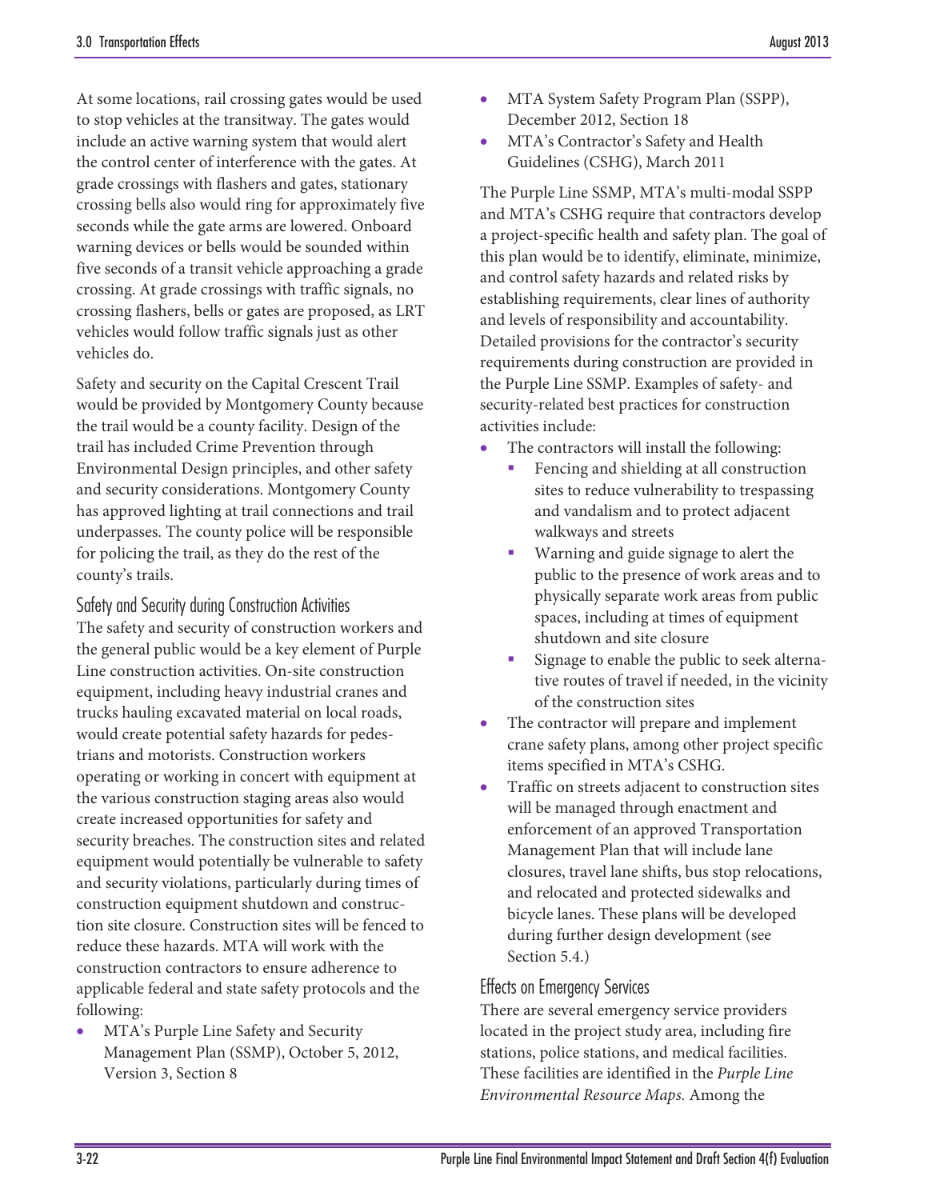At some locations, rail crossing gates would be used to stop vehicles at the transitway. The gates would include an active warning system that would alert the control center of interference with the gates. At grade crossings with flashers and gates, stationary crossing bells also would ring for approximately five seconds while the gate arms are lowered. Onboard warning devices or bells would be sounded within five seconds of a transit vehicle approaching a grade crossing. At grade crossings with traffic signals, no crossing flashers, bells or gates are proposed, as LRT vehicles would follow traffic signals just as other vehicles do.

Safety and security on the Capital Crescent Trail would be provided by Montgomery County because the trail would be a county facility. Design of the trail has included Crime Prevention through Environmental Design principles, and other safety and security considerations. Montgomery County has approved lighting at trail connections and trail underpasses. The county police will be responsible for policing the trail, as they do the rest of the county's trails.

### Safety and Security during Construction Activities

The safety and security of construction workers and the general public would be a key element of Purple Line construction activities. On-site construction equipment, including heavy industrial cranes and trucks hauling excavated material on local roads, would create potential safety hazards for pedestrians and motorists. Construction workers operating or working in concert with equipment at the various construction staging areas also would create increased opportunities for safety and security breaches. The construction sites and related equipment would potentially be vulnerable to safety and security violations, particularly during times of construction equipment shutdown and construction site closure. Construction sites will be fenced to reduce these hazards. MTA will work with the construction contractors to ensure adherence to applicable federal and state safety protocols and the following:

- MTA's Purple Line Safety and Security Management Plan (SSMP), October 5, 2012, Version 3, Section 8
- MTA System Safety Program Plan (SSPP), December 2012, Section 18
- MTA's Contractor's Safety and Health Guidelines (CSHG), March 2011

The Purple Line SSMP, MTA's multi-modal SSPP and MTA's CSHG require that contractors develop a project-specific health and safety plan. The goal of this plan would be to identify, eliminate, minimize, and control safety hazards and related risks by establishing requirements, clear lines of authority and levels of responsibility and accountability. Detailed provisions for the contractor's security requirements during construction are provided in the Purple Line SSMP. Examples of safety- and security-related best practices for construction activities include:

- The contractors will install the following:
  - Fencing and shielding at all construction sites to reduce vulnerability to trespassing and vandalism and to protect adjacent walkways and streets
  - Warning and guide signage to alert the public to the presence of work areas and to physically separate work areas from public spaces, including at times of equipment shutdown and site closure
  - Signage to enable the public to seek alternative routes of travel if needed, in the vicinity of the construction sites
- The contractor will prepare and implement crane safety plans, among other project specific items specified in MTA's CSHG.
- Traffic on streets adjacent to construction sites will be managed through enactment and enforcement of an approved Transportation Management Plan that will include lane closures, travel lane shifts, bus stop relocations, and relocated and protected sidewalks and bicycle lanes. These plans will be developed during further design development (see Section 5.4.)

### Effects on Emergency Services

There are several emergency service providers located in the project study area, including fire stations, police stations, and medical facilities. These facilities are identified in the *Purple Line Environmental Resource Maps.* Among the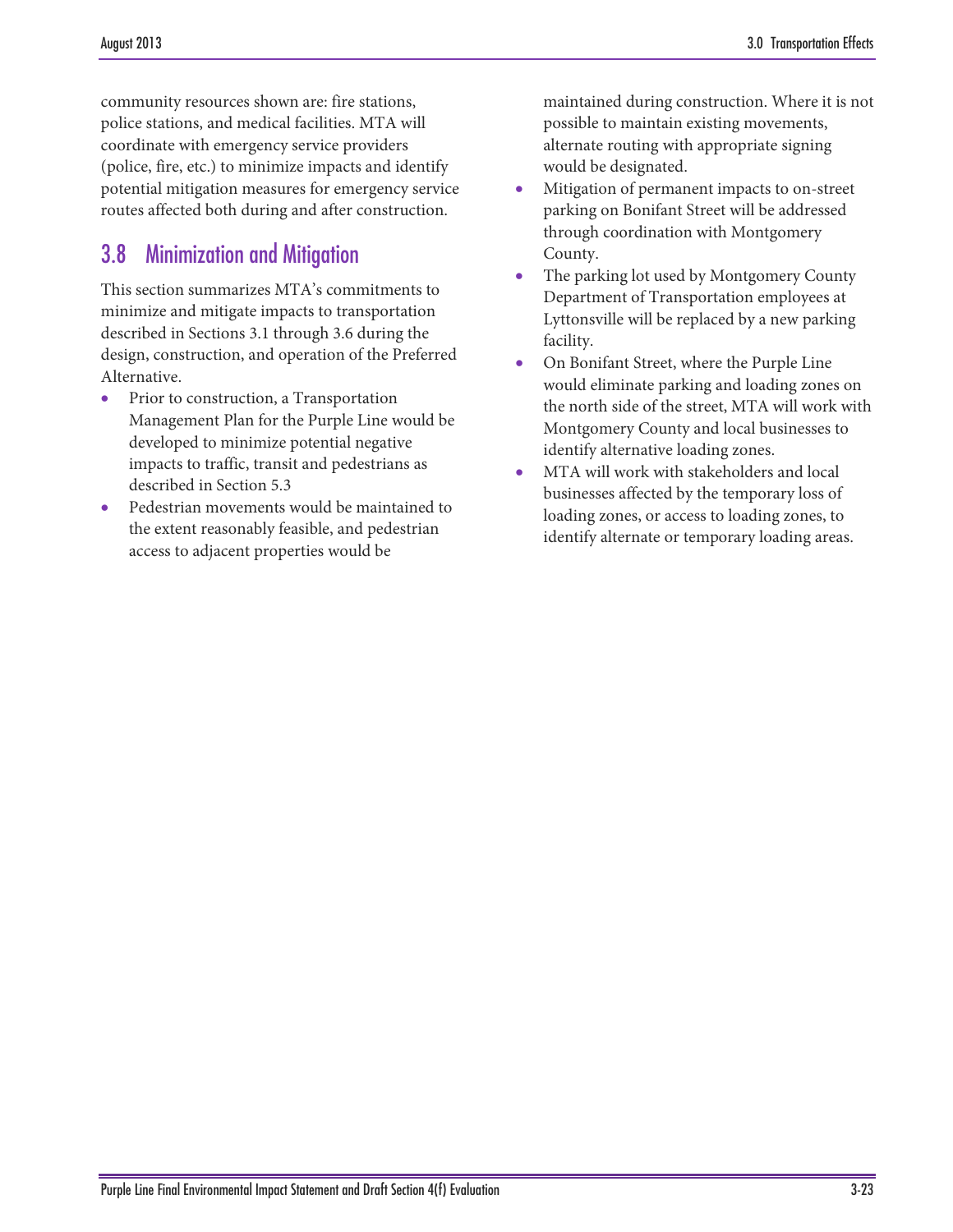community resources shown are: fire stations, police stations, and medical facilities. MTA will coordinate with emergency service providers (police, fire, etc.) to minimize impacts and identify potential mitigation measures for emergency service routes affected both during and after construction.

## 3.8 Minimization and Mitigation

This section summarizes MTA's commitments to minimize and mitigate impacts to transportation described in Sections 3.1 through 3.6 during the design, construction, and operation of the Preferred Alternative.

- Prior to construction, a Transportation Management Plan for the Purple Line would be developed to minimize potential negative impacts to traffic, transit and pedestrians as described in Section 5.3
- Pedestrian movements would be maintained to the extent reasonably feasible, and pedestrian access to adjacent properties would be maintained during construction. Where it is not possible to maintain existing movements, alternate routing with appropriate signing would be designated.
- Mitigation of permanent impacts to on-street parking on Bonifant Street will be addressed through coordination with Montgomery County.
- The parking lot used by Montgomery County Department of Transportation employees at Lyttonsville will be replaced by a new parking facility.
- On Bonifant Street, where the Purple Line would eliminate parking and loading zones on the north side of the street, MTA will work with Montgomery County and local businesses to identify alternative loading zones.
- MTA will work with stakeholders and local businesses affected by the temporary loss of loading zones, or access to loading zones, to identify alternate or temporary loading areas.